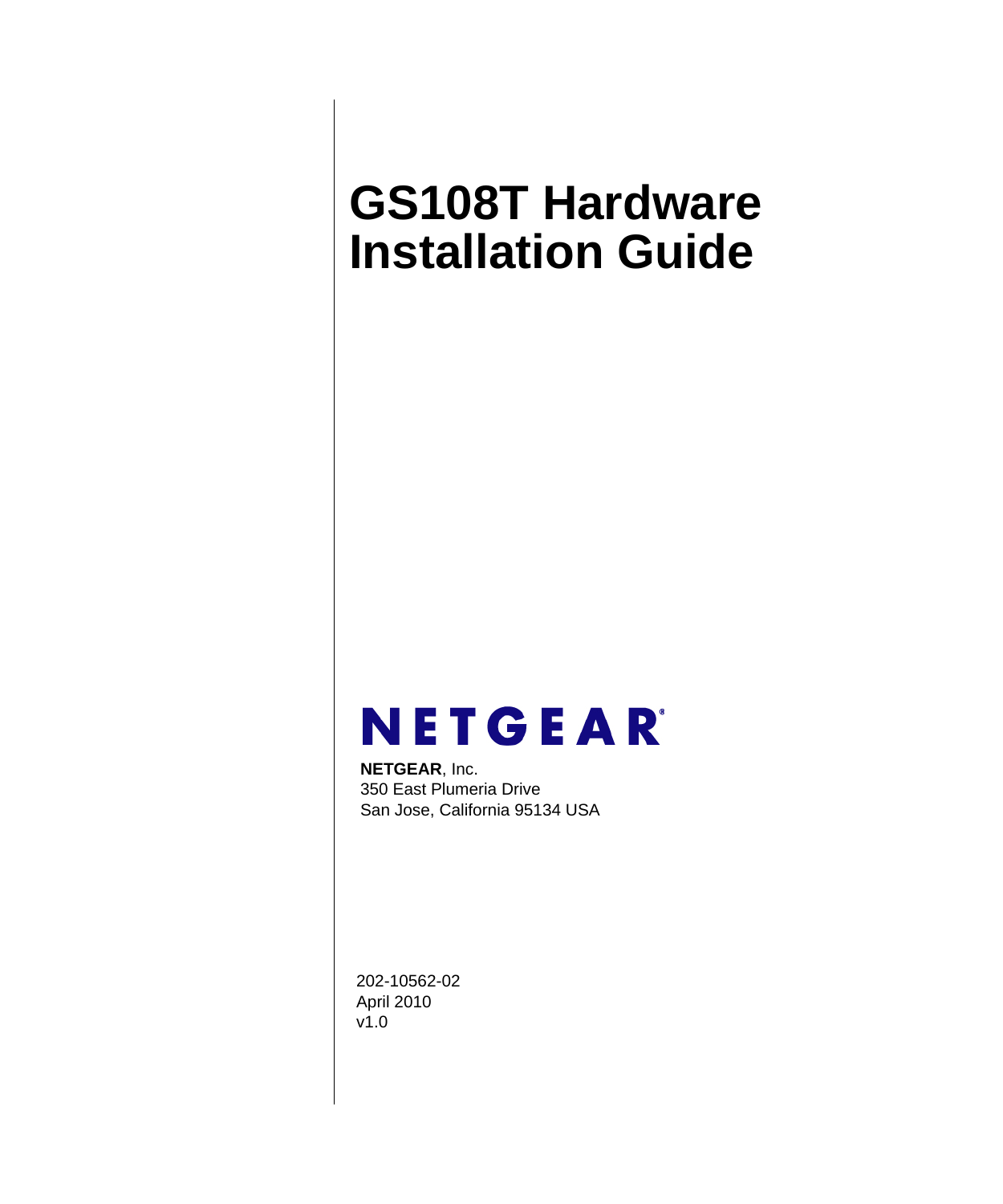# GS108T Hardware Installation Guide

NETGEAR

**NETGEAR**, Inc.
350 East Plumeria Drive
San Jose, California 95134 USA

202-10562-02
April 2010
v1.0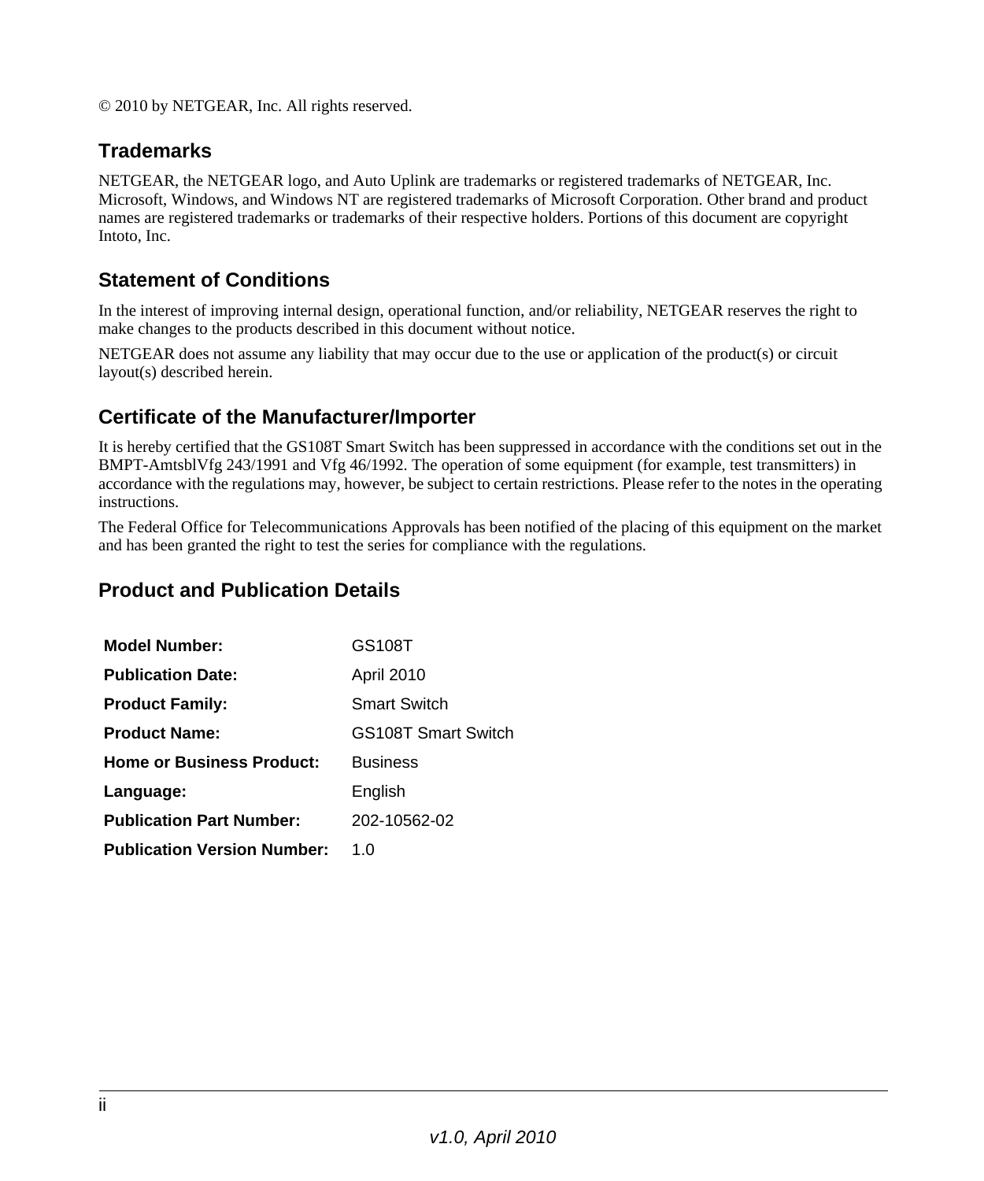© 2010 by NETGEAR, Inc. All rights reserved.

## Trademarks

NETGEAR, the NETGEAR logo, and Auto Uplink are trademarks or registered trademarks of NETGEAR, Inc. Microsoft, Windows, and Windows NT are registered trademarks of Microsoft Corporation. Other brand and product names are registered trademarks or trademarks of their respective holders. Portions of this document are copyright Intoto, Inc.

## Statement of Conditions

In the interest of improving internal design, operational function, and/or reliability, NETGEAR reserves the right to make changes to the products described in this document without notice.

NETGEAR does not assume any liability that may occur due to the use or application of the product(s) or circuit layout(s) described herein.

## Certificate of the Manufacturer/Importer

It is hereby certified that the GS108T Smart Switch has been suppressed in accordance with the conditions set out in the BMPT-AmtsblVfg 243/1991 and Vfg 46/1992. The operation of some equipment (for example, test transmitters) in accordance with the regulations may, however, be subject to certain restrictions. Please refer to the notes in the operating instructions.

The Federal Office for Telecommunications Approvals has been notified of the placing of this equipment on the market and has been granted the right to test the series for compliance with the regulations.

## Product and Publication Details

| | |
|---|---|
| **Model Number:** | GS108T |
| **Publication Date:** | April 2010 |
| **Product Family:** | Smart Switch |
| **Product Name:** | GS108T Smart Switch |
| **Home or Business Product:** | Business |
| **Language:** | English |
| **Publication Part Number:** | 202-10562-02 |
| **Publication Version Number:** | 1.0 |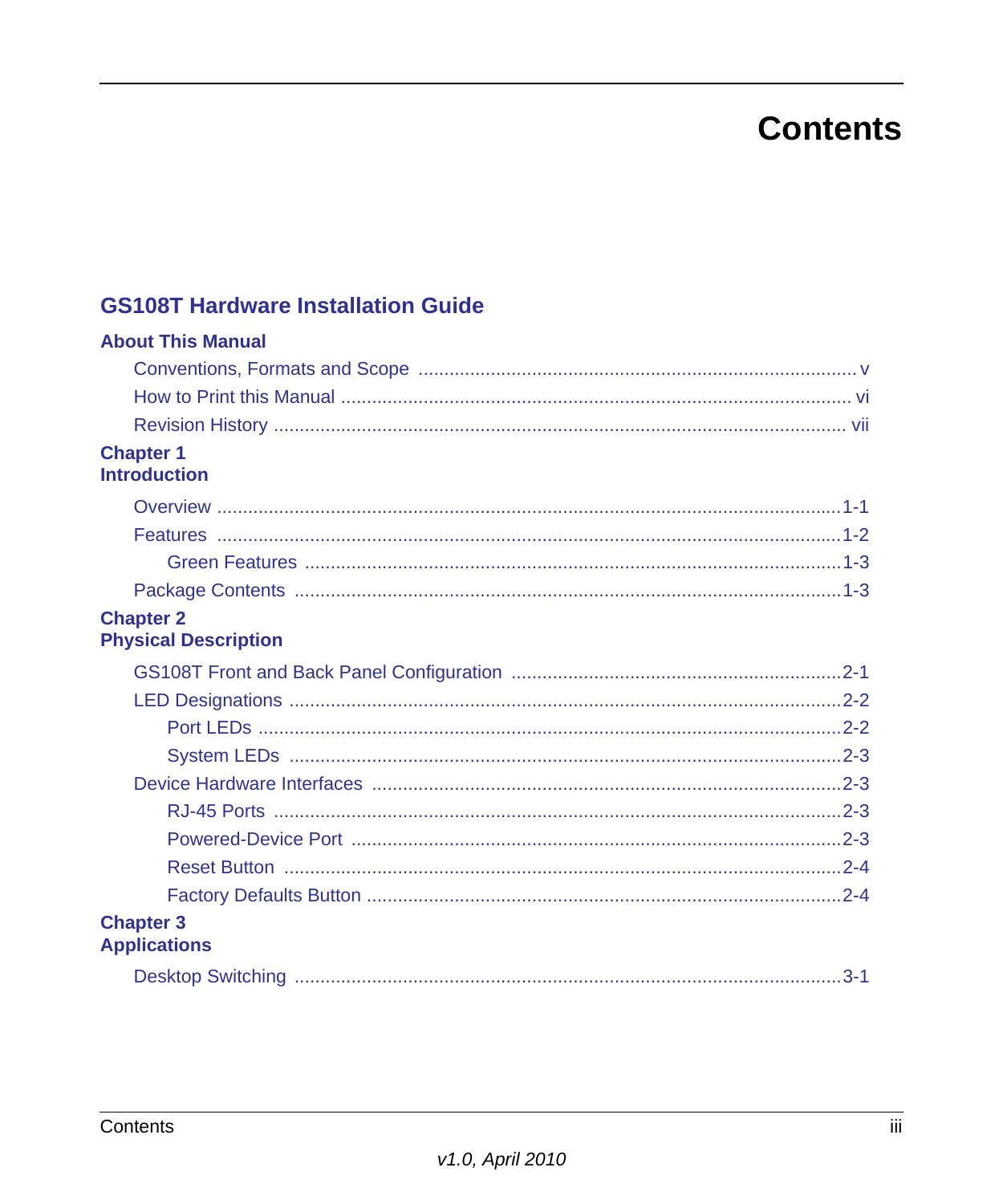# Contents

## GS108T Hardware Installation Guide

### About This Manual

- Conventions, Formats and Scope .................... v
- How to Print this Manual .................... vi
- Revision History .................... vii

### Chapter 1
### Introduction

- Overview .................... 1-1
- Features .................... 1-2
  - Green Features .................... 1-3
- Package Contents .................... 1-3

### Chapter 2
### Physical Description

- GS108T Front and Back Panel Configuration .................... 2-1
- LED Designations .................... 2-2
  - Port LEDs .................... 2-2
  - System LEDs .................... 2-3
- Device Hardware Interfaces .................... 2-3
  - RJ-45 Ports .................... 2-3
  - Powered-Device Port .................... 2-3
  - Reset Button .................... 2-4
  - Factory Defaults Button .................... 2-4

### Chapter 3
### Applications

- Desktop Switching .................... 3-1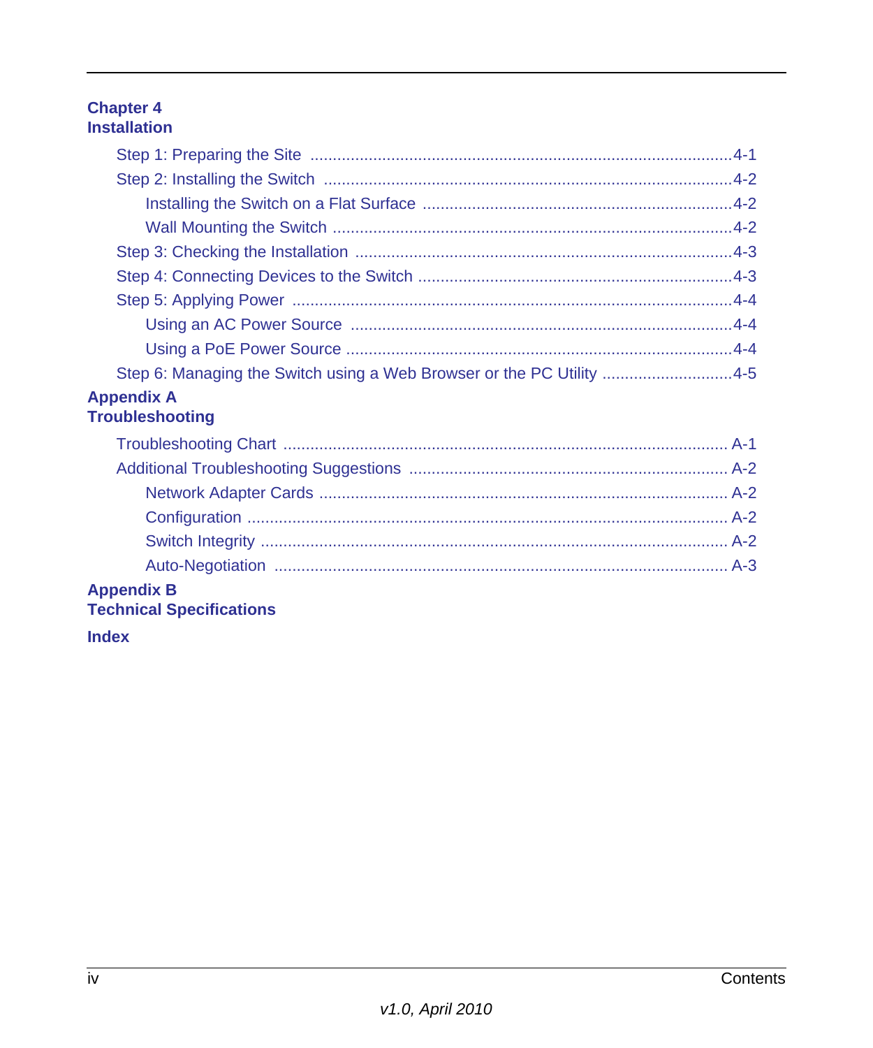**Chapter 4**
**Installation**

Step 1: Preparing the Site .......... 4-1
Step 2: Installing the Switch .......... 4-2
  Installing the Switch on a Flat Surface .......... 4-2
  Wall Mounting the Switch .......... 4-2
Step 3: Checking the Installation .......... 4-3
Step 4: Connecting Devices to the Switch .......... 4-3
Step 5: Applying Power .......... 4-4
  Using an AC Power Source .......... 4-4
  Using a PoE Power Source .......... 4-4
Step 6: Managing the Switch using a Web Browser or the PC Utility .......... 4-5

**Appendix A**
**Troubleshooting**

Troubleshooting Chart .......... A-1
Additional Troubleshooting Suggestions .......... A-2
  Network Adapter Cards .......... A-2
  Configuration .......... A-2
  Switch Integrity .......... A-2
  Auto-Negotiation .......... A-3

**Appendix B**
**Technical Specifications**

**Index**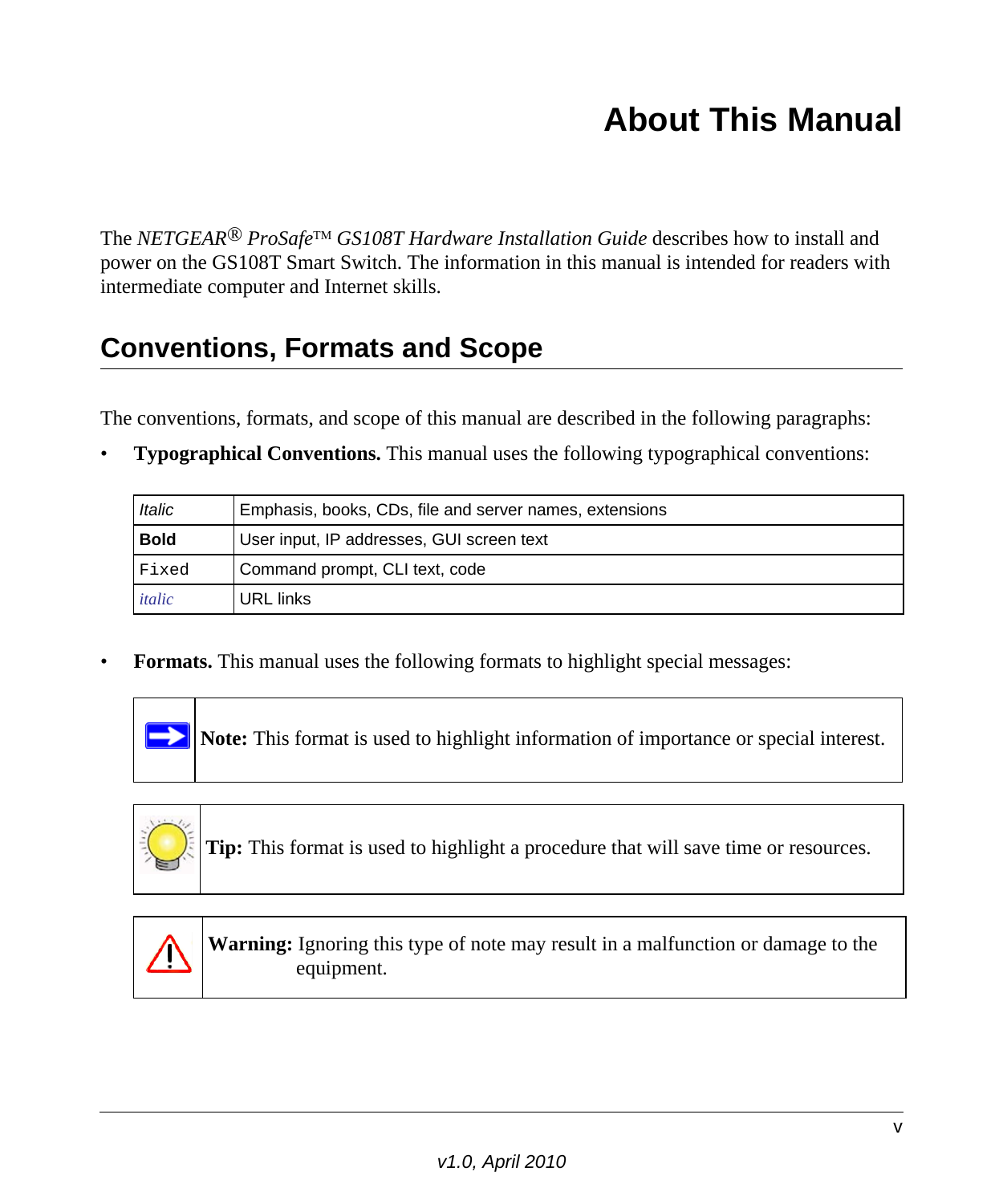# About This Manual

The *NETGEAR® ProSafe™ GS108T Hardware Installation Guide* describes how to install and power on the GS108T Smart Switch. The information in this manual is intended for readers with intermediate computer and Internet skills.

## Conventions, Formats and Scope

The conventions, formats, and scope of this manual are described in the following paragraphs:

- **Typographical Conventions.** This manual uses the following typographical conventions:

| | |
|---|---|
| *Italic* | Emphasis, books, CDs, file and server names, extensions |
| **Bold** | User input, IP addresses, GUI screen text |
| `Fixed` | Command prompt, CLI text, code |
| *italic* | URL links |

- **Formats.** This manual uses the following formats to highlight special messages:

> **Note:** This format is used to highlight information of importance or special interest.

> **Tip:** This format is used to highlight a procedure that will save time or resources.

> **Warning:** Ignoring this type of note may result in a malfunction or damage to the equipment.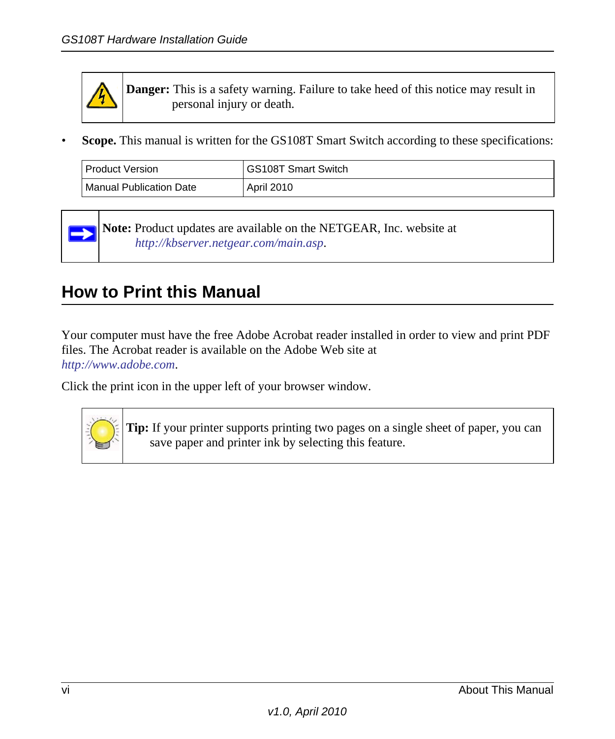**Danger:** This is a safety warning. Failure to take heed of this notice may result in personal injury or death.

- **Scope.** This manual is written for the GS108T Smart Switch according to these specifications:

| Product Version | GS108T Smart Switch |
|---|---|
| Manual Publication Date | April 2010 |

**Note:** Product updates are available on the NETGEAR, Inc. website at *http://kbserver.netgear.com/main.asp*.

## How to Print this Manual

Your computer must have the free Adobe Acrobat reader installed in order to view and print PDF files. The Acrobat reader is available on the Adobe Web site at *http://www.adobe.com*.

Click the print icon in the upper left of your browser window.

**Tip:** If your printer supports printing two pages on a single sheet of paper, you can save paper and printer ink by selecting this feature.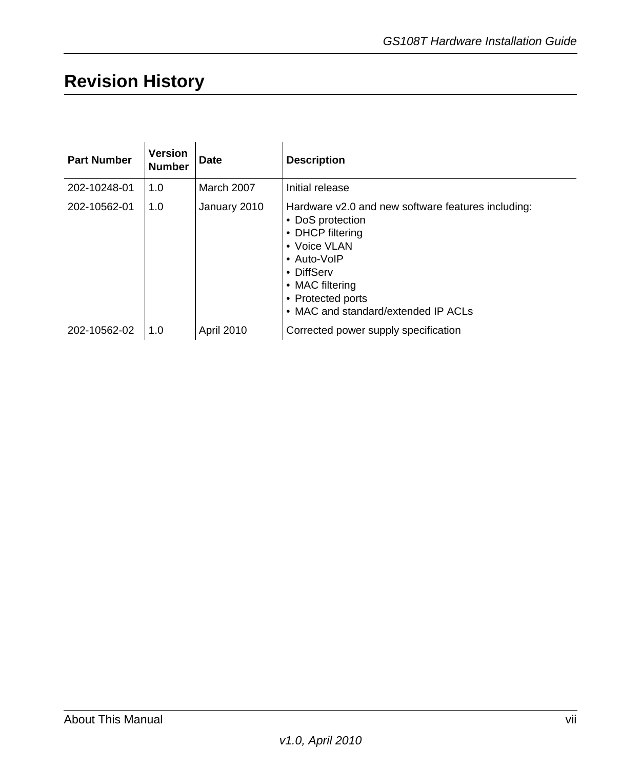# Revision History

| Part Number | Version Number | Date | Description |
|---|---|---|---|
| 202-10248-01 | 1.0 | March 2007 | Initial release |
| 202-10562-01 | 1.0 | January 2010 | Hardware v2.0 and new software features including:<br>• DoS protection<br>• DHCP filtering<br>• Voice VLAN<br>• Auto-VoIP<br>• DiffServ<br>• MAC filtering<br>• Protected ports<br>• MAC and standard/extended IP ACLs |
| 202-10562-02 | 1.0 | April 2010 | Corrected power supply specification |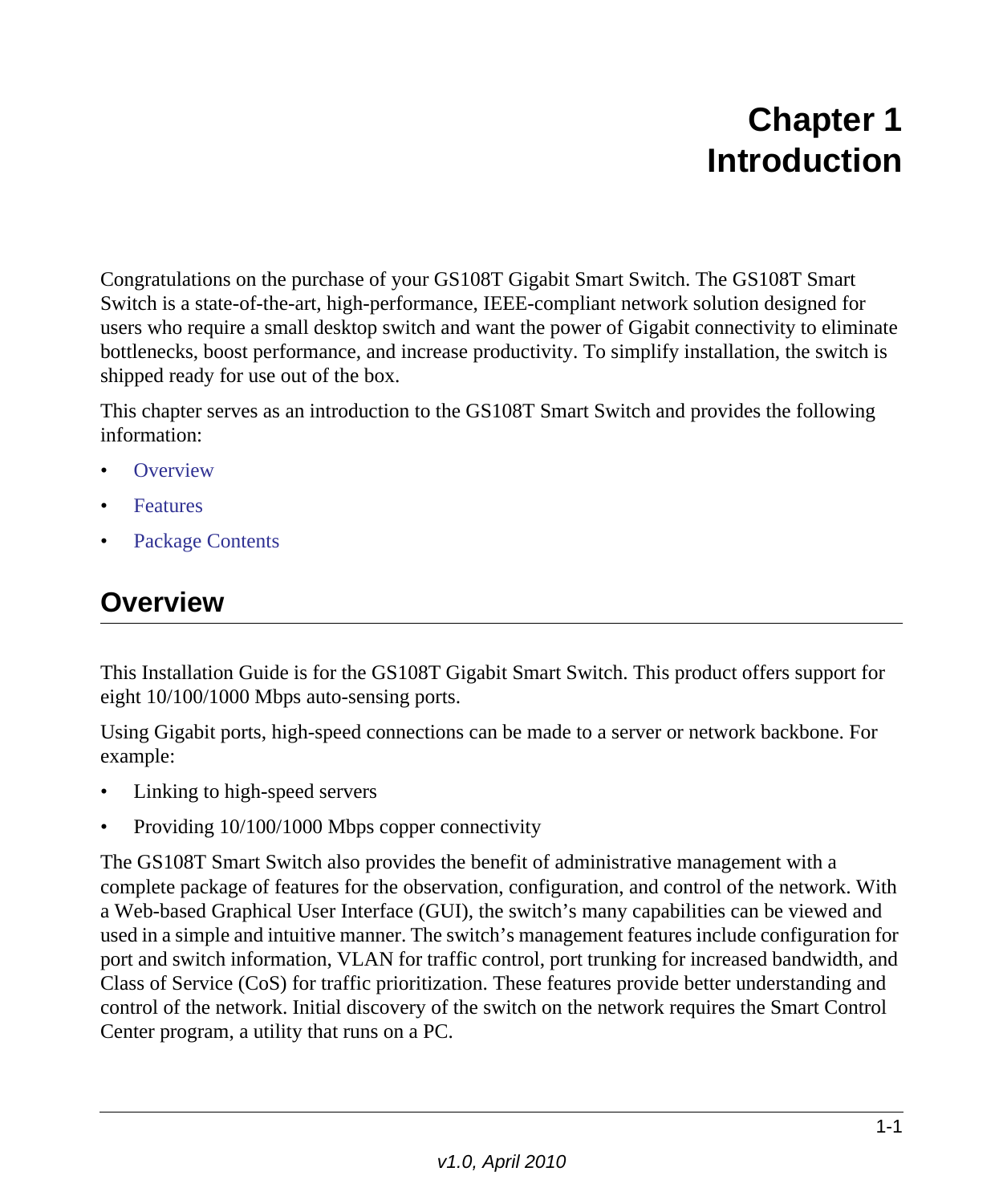# Chapter 1 Introduction

Congratulations on the purchase of your GS108T Gigabit Smart Switch. The GS108T Smart Switch is a state-of-the-art, high-performance, IEEE-compliant network solution designed for users who require a small desktop switch and want the power of Gigabit connectivity to eliminate bottlenecks, boost performance, and increase productivity. To simplify installation, the switch is shipped ready for use out of the box.

This chapter serves as an introduction to the GS108T Smart Switch and provides the following information:

- Overview
- Features
- Package Contents

## Overview

This Installation Guide is for the GS108T Gigabit Smart Switch. This product offers support for eight 10/100/1000 Mbps auto-sensing ports.

Using Gigabit ports, high-speed connections can be made to a server or network backbone. For example:

- Linking to high-speed servers
- Providing 10/100/1000 Mbps copper connectivity

The GS108T Smart Switch also provides the benefit of administrative management with a complete package of features for the observation, configuration, and control of the network. With a Web-based Graphical User Interface (GUI), the switch's many capabilities can be viewed and used in a simple and intuitive manner. The switch's management features include configuration for port and switch information, VLAN for traffic control, port trunking for increased bandwidth, and Class of Service (CoS) for traffic prioritization. These features provide better understanding and control of the network. Initial discovery of the switch on the network requires the Smart Control Center program, a utility that runs on a PC.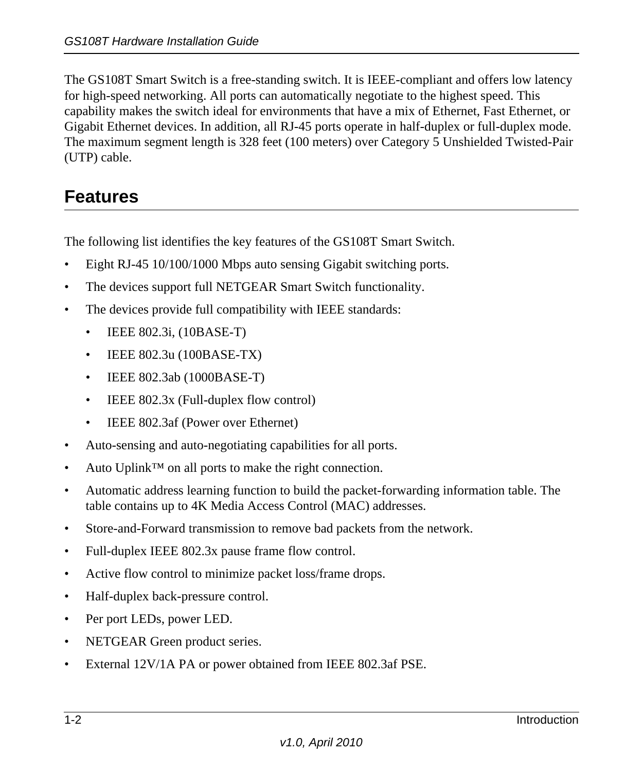The GS108T Smart Switch is a free-standing switch. It is IEEE-compliant and offers low latency for high-speed networking. All ports can automatically negotiate to the highest speed. This capability makes the switch ideal for environments that have a mix of Ethernet, Fast Ethernet, or Gigabit Ethernet devices. In addition, all RJ-45 ports operate in half-duplex or full-duplex mode. The maximum segment length is 328 feet (100 meters) over Category 5 Unshielded Twisted-Pair (UTP) cable.

## Features

The following list identifies the key features of the GS108T Smart Switch.

- Eight RJ-45 10/100/1000 Mbps auto sensing Gigabit switching ports.
- The devices support full NETGEAR Smart Switch functionality.
- The devices provide full compatibility with IEEE standards:
  - IEEE 802.3i, (10BASE-T)
  - IEEE 802.3u (100BASE-TX)
  - IEEE 802.3ab (1000BASE-T)
  - IEEE 802.3x (Full-duplex flow control)
  - IEEE 802.3af (Power over Ethernet)
- Auto-sensing and auto-negotiating capabilities for all ports.
- Auto Uplink™ on all ports to make the right connection.
- Automatic address learning function to build the packet-forwarding information table. The table contains up to 4K Media Access Control (MAC) addresses.
- Store-and-Forward transmission to remove bad packets from the network.
- Full-duplex IEEE 802.3x pause frame flow control.
- Active flow control to minimize packet loss/frame drops.
- Half-duplex back-pressure control.
- Per port LEDs, power LED.
- NETGEAR Green product series.
- External 12V/1A PA or power obtained from IEEE 802.3af PSE.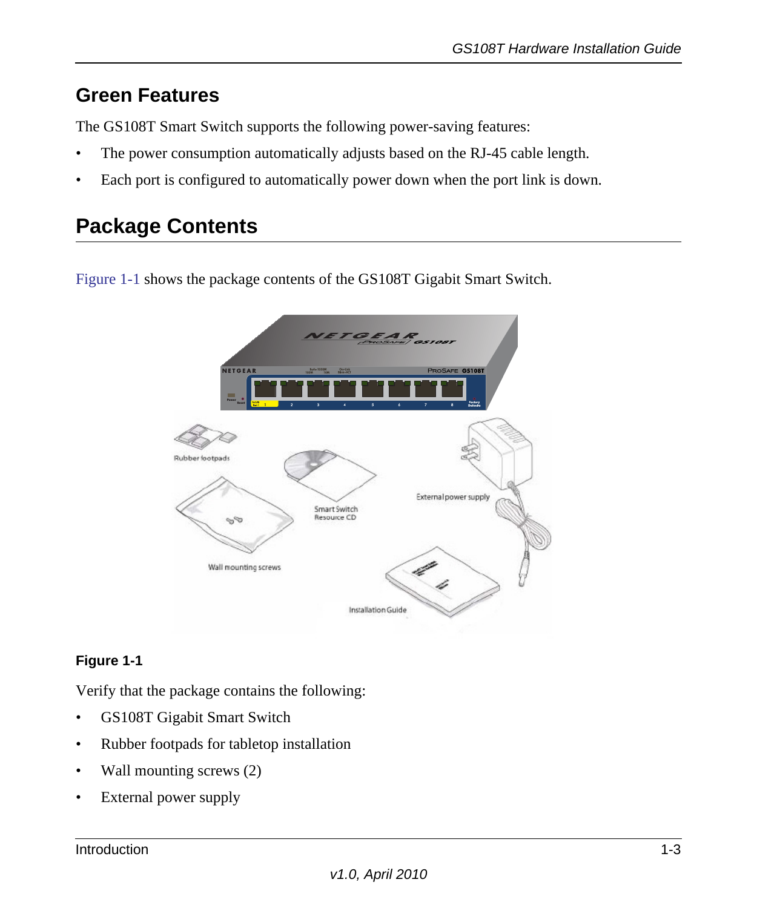## Green Features

The GS108T Smart Switch supports the following power-saving features:

- The power consumption automatically adjusts based on the RJ-45 cable length.
- Each port is configured to automatically power down when the port link is down.

## Package Contents

Figure 1-1 shows the package contents of the GS108T Gigabit Smart Switch.

**Figure 1-1**

Verify that the package contains the following:

- GS108T Gigabit Smart Switch
- Rubber footpads for tabletop installation
- Wall mounting screws (2)
- External power supply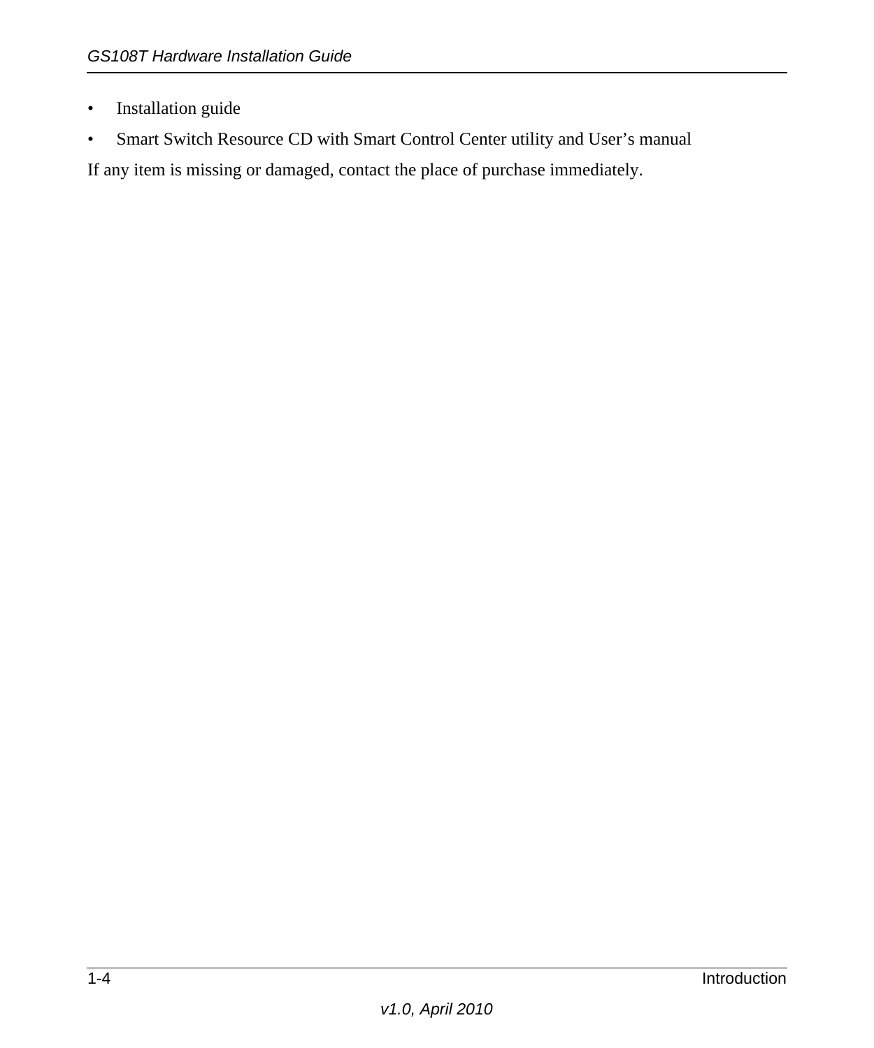- Installation guide
- Smart Switch Resource CD with Smart Control Center utility and User's manual

If any item is missing or damaged, contact the place of purchase immediately.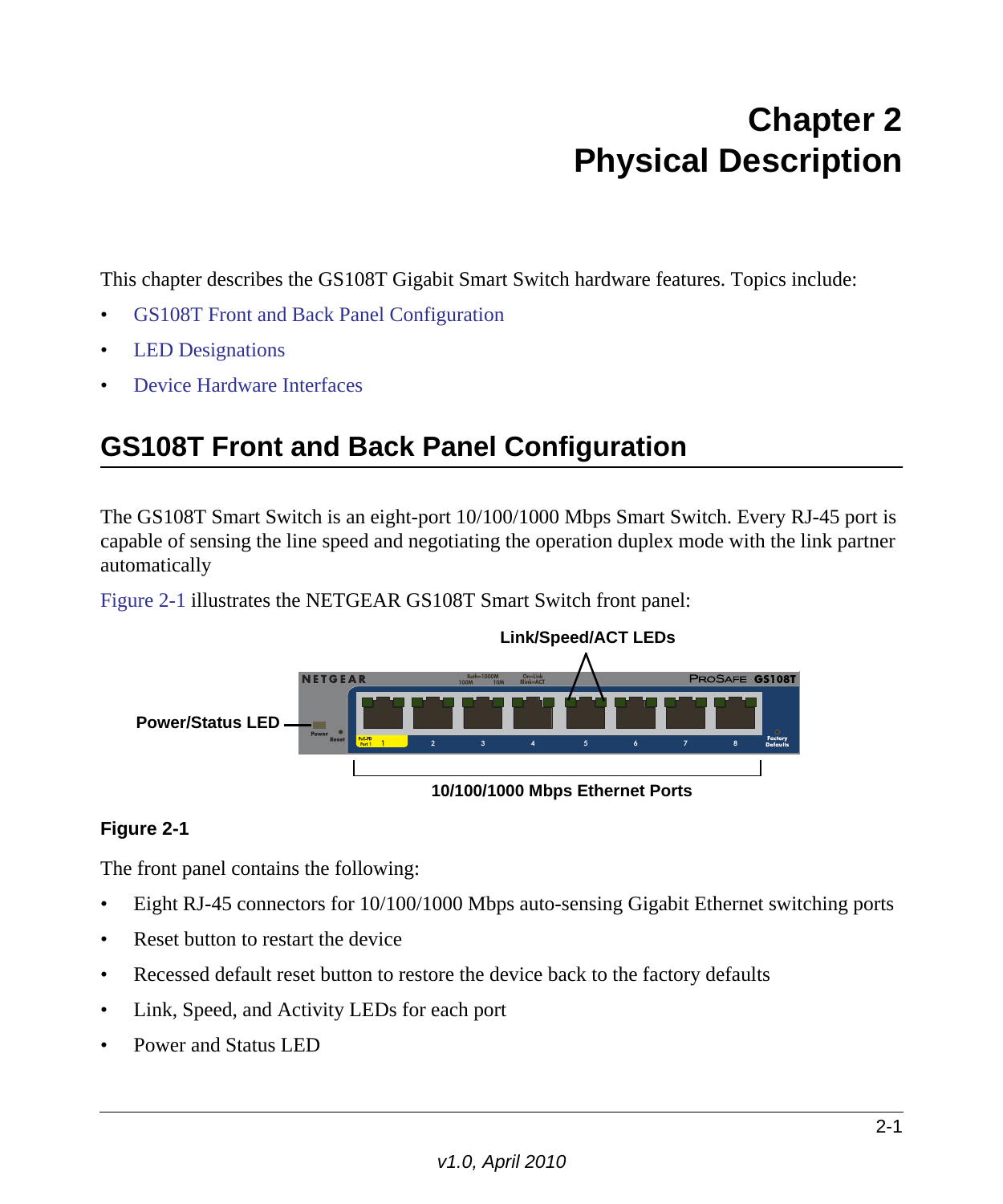# Chapter 2
# Physical Description

This chapter describes the GS108T Gigabit Smart Switch hardware features. Topics include:

- GS108T Front and Back Panel Configuration
- LED Designations
- Device Hardware Interfaces

## GS108T Front and Back Panel Configuration

The GS108T Smart Switch is an eight-port 10/100/1000 Mbps Smart Switch. Every RJ-45 port is capable of sensing the line speed and negotiating the operation duplex mode with the link partner automatically

Figure 2-1 illustrates the NETGEAR GS108T Smart Switch front panel:

Link/Speed/ACT LEDs

Power/Status LED

10/100/1000 Mbps Ethernet Ports

**Figure 2-1**

The front panel contains the following:

- Eight RJ-45 connectors for 10/100/1000 Mbps auto-sensing Gigabit Ethernet switching ports
- Reset button to restart the device
- Recessed default reset button to restore the device back to the factory defaults
- Link, Speed, and Activity LEDs for each port
- Power and Status LED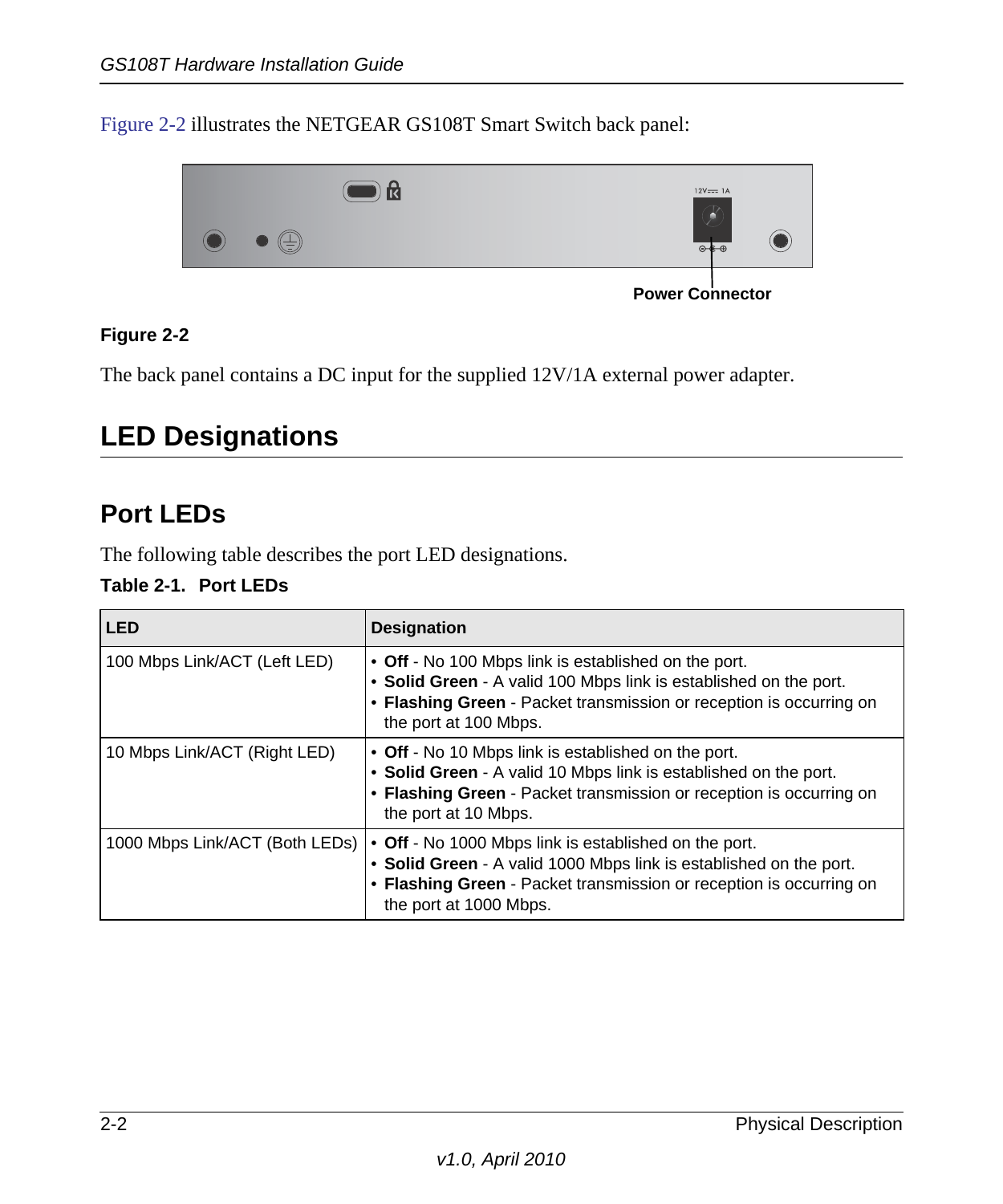Figure 2-2 illustrates the NETGEAR GS108T Smart Switch back panel:

Power Connector

**Figure 2-2**

The back panel contains a DC input for the supplied 12V/1A external power adapter.

# LED Designations

## Port LEDs

The following table describes the port LED designations.

**Table 2-1. Port LEDs**

| LED | Designation |
|---|---|
| 100 Mbps Link/ACT (Left LED) | • **Off** - No 100 Mbps link is established on the port.<br>• **Solid Green** - A valid 100 Mbps link is established on the port.<br>• **Flashing Green** - Packet transmission or reception is occurring on the port at 100 Mbps. |
| 10 Mbps Link/ACT (Right LED) | • **Off** - No 10 Mbps link is established on the port.<br>• **Solid Green** - A valid 10 Mbps link is established on the port.<br>• **Flashing Green** - Packet transmission or reception is occurring on the port at 10 Mbps. |
| 1000 Mbps Link/ACT (Both LEDs) | • **Off** - No 1000 Mbps link is established on the port.<br>• **Solid Green** - A valid 1000 Mbps link is established on the port.<br>• **Flashing Green** - Packet transmission or reception is occurring on the port at 1000 Mbps. |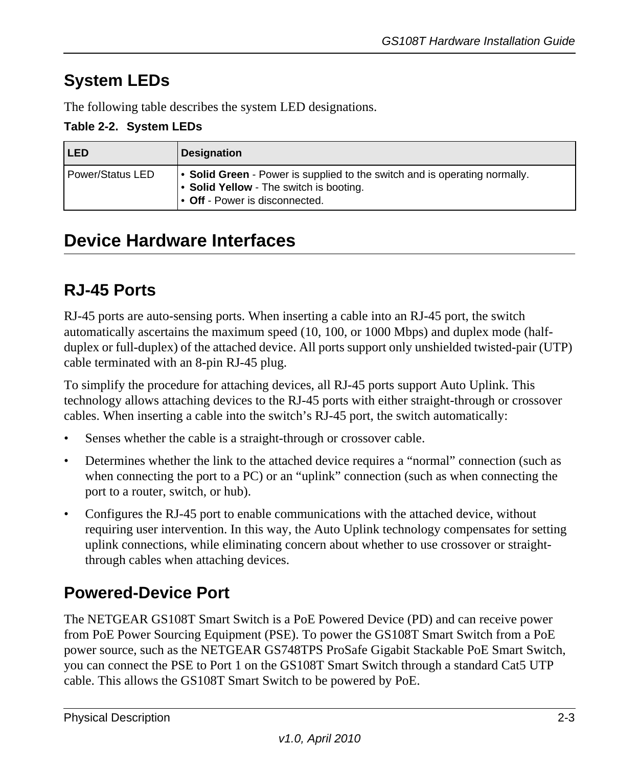## System LEDs

The following table describes the system LED designations.

**Table 2-2. System LEDs**

| LED | Designation |
|---|---|
| Power/Status LED | • **Solid Green** - Power is supplied to the switch and is operating normally.<br>• **Solid Yellow** - The switch is booting.<br>• **Off** - Power is disconnected. |

# Device Hardware Interfaces

## RJ-45 Ports

RJ-45 ports are auto-sensing ports. When inserting a cable into an RJ-45 port, the switch automatically ascertains the maximum speed (10, 100, or 1000 Mbps) and duplex mode (half-duplex or full-duplex) of the attached device. All ports support only unshielded twisted-pair (UTP) cable terminated with an 8-pin RJ-45 plug.

To simplify the procedure for attaching devices, all RJ-45 ports support Auto Uplink. This technology allows attaching devices to the RJ-45 ports with either straight-through or crossover cables. When inserting a cable into the switch's RJ-45 port, the switch automatically:

- Senses whether the cable is a straight-through or crossover cable.
- Determines whether the link to the attached device requires a "normal" connection (such as when connecting the port to a PC) or an "uplink" connection (such as when connecting the port to a router, switch, or hub).
- Configures the RJ-45 port to enable communications with the attached device, without requiring user intervention. In this way, the Auto Uplink technology compensates for setting uplink connections, while eliminating concern about whether to use crossover or straight-through cables when attaching devices.

## Powered-Device Port

The NETGEAR GS108T Smart Switch is a PoE Powered Device (PD) and can receive power from PoE Power Sourcing Equipment (PSE). To power the GS108T Smart Switch from a PoE power source, such as the NETGEAR GS748TPS ProSafe Gigabit Stackable PoE Smart Switch, you can connect the PSE to Port 1 on the GS108T Smart Switch through a standard Cat5 UTP cable. This allows the GS108T Smart Switch to be powered by PoE.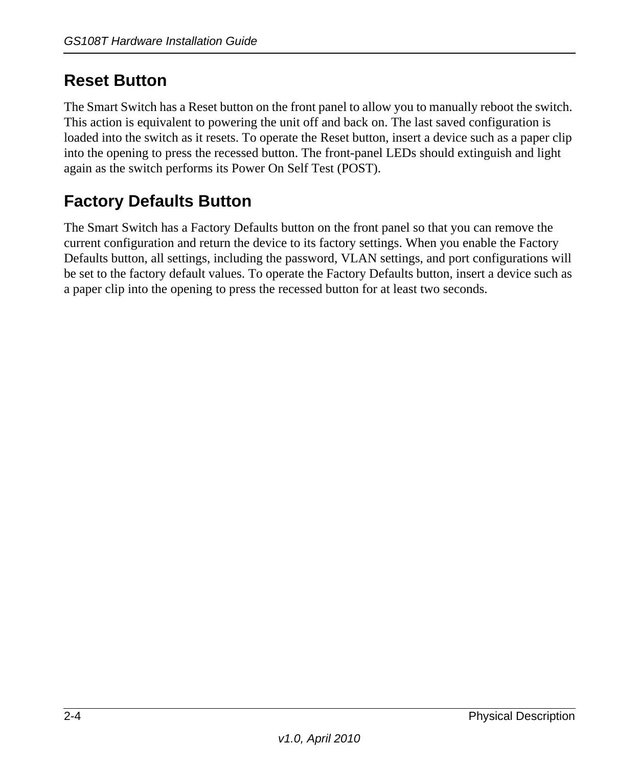## Reset Button

The Smart Switch has a Reset button on the front panel to allow you to manually reboot the switch. This action is equivalent to powering the unit off and back on. The last saved configuration is loaded into the switch as it resets. To operate the Reset button, insert a device such as a paper clip into the opening to press the recessed button. The front-panel LEDs should extinguish and light again as the switch performs its Power On Self Test (POST).

## Factory Defaults Button

The Smart Switch has a Factory Defaults button on the front panel so that you can remove the current configuration and return the device to its factory settings. When you enable the Factory Defaults button, all settings, including the password, VLAN settings, and port configurations will be set to the factory default values. To operate the Factory Defaults button, insert a device such as a paper clip into the opening to press the recessed button for at least two seconds.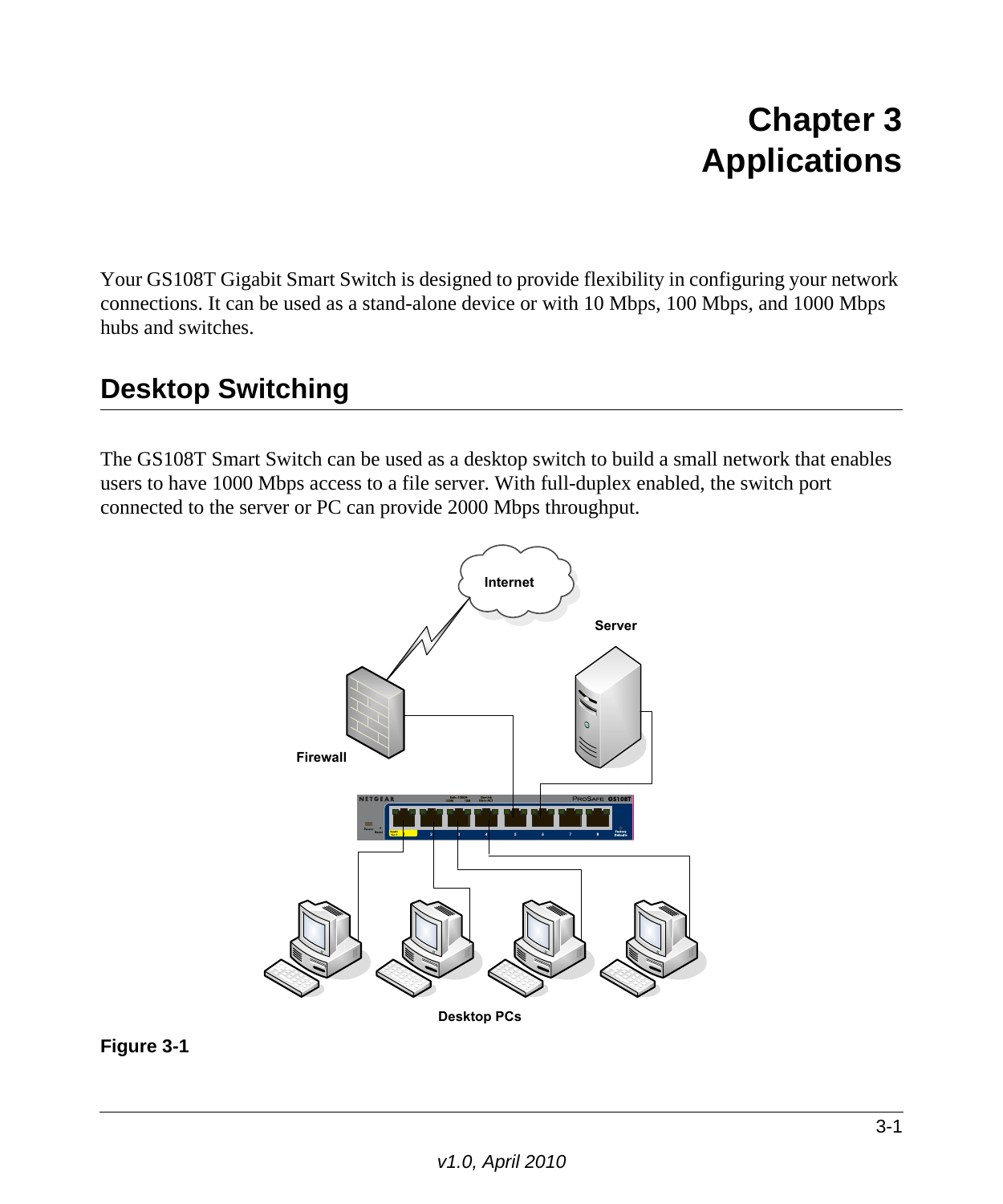# Chapter 3
# Applications

Your GS108T Gigabit Smart Switch is designed to provide flexibility in configuring your network connections. It can be used as a stand-alone device or with 10 Mbps, 100 Mbps, and 1000 Mbps hubs and switches.

## Desktop Switching

The GS108T Smart Switch can be used as a desktop switch to build a small network that enables users to have 1000 Mbps access to a file server. With full-duplex enabled, the switch port connected to the server or PC can provide 2000 Mbps throughput.

**Figure 3-1**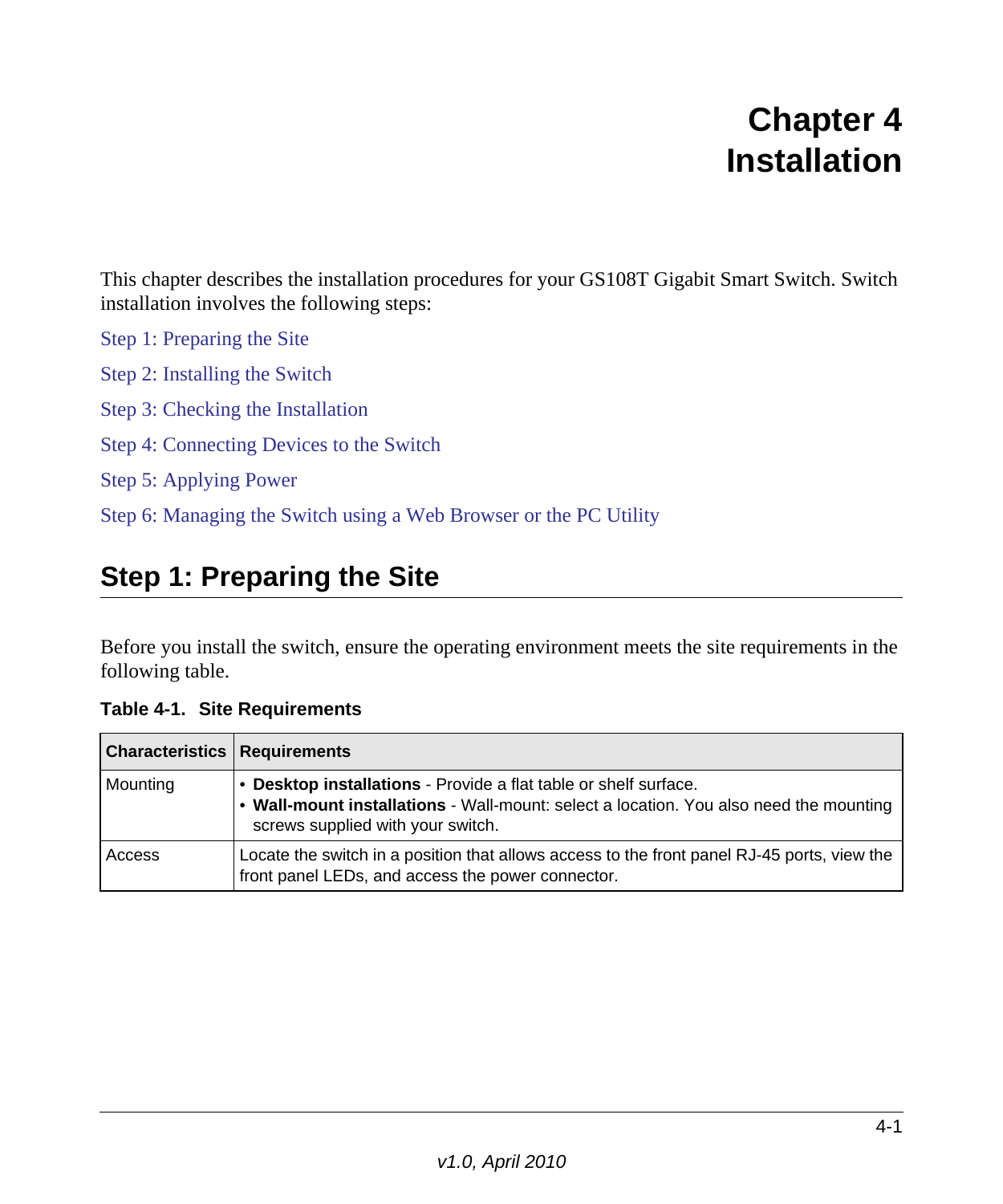# Chapter 4 Installation

This chapter describes the installation procedures for your GS108T Gigabit Smart Switch. Switch installation involves the following steps:

Step 1: Preparing the Site

Step 2: Installing the Switch

Step 3: Checking the Installation

Step 4: Connecting Devices to the Switch

Step 5: Applying Power

Step 6: Managing the Switch using a Web Browser or the PC Utility

## Step 1: Preparing the Site

Before you install the switch, ensure the operating environment meets the site requirements in the following table.

**Table 4-1. Site Requirements**

| Characteristics | Requirements |
| --- | --- |
| Mounting | • **Desktop installations** - Provide a flat table or shelf surface.<br>• **Wall-mount installations** - Wall-mount: select a location. You also need the mounting screws supplied with your switch. |
| Access | Locate the switch in a position that allows access to the front panel RJ-45 ports, view the front panel LEDs, and access the power connector. |

v1.0, April 2010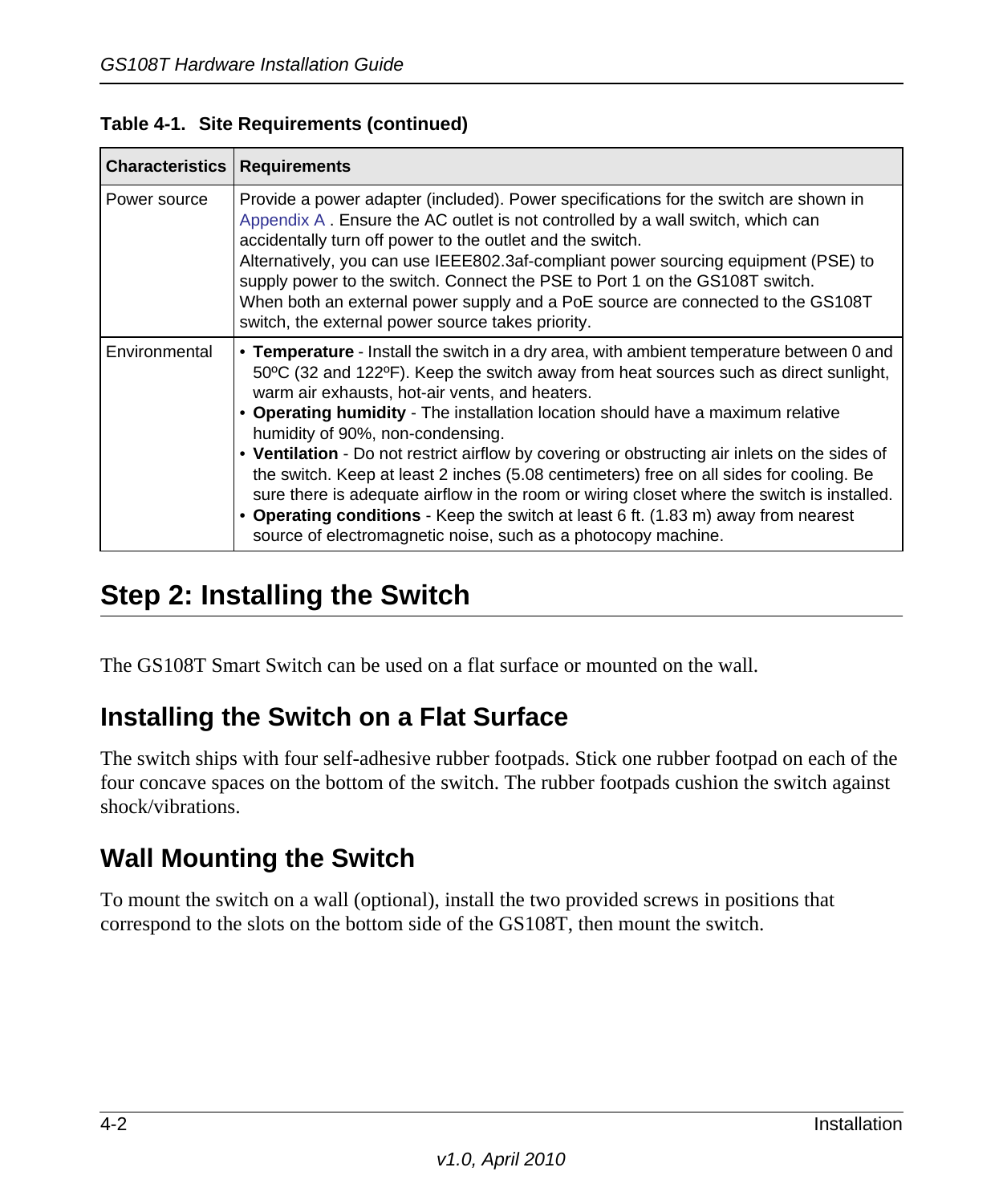**Table 4-1. Site Requirements (continued)**

| Characteristics | Requirements |
|---|---|
| Power source | Provide a power adapter (included). Power specifications for the switch are shown in Appendix A . Ensure the AC outlet is not controlled by a wall switch, which can accidentally turn off power to the outlet and the switch. Alternatively, you can use IEEE802.3af-compliant power sourcing equipment (PSE) to supply power to the switch. Connect the PSE to Port 1 on the GS108T switch. When both an external power supply and a PoE source are connected to the GS108T switch, the external power source takes priority. |
| Environmental | • **Temperature** - Install the switch in a dry area, with ambient temperature between 0 and 50ºC (32 and 122ºF). Keep the switch away from heat sources such as direct sunlight, warm air exhausts, hot-air vents, and heaters. • **Operating humidity** - The installation location should have a maximum relative humidity of 90%, non-condensing. • **Ventilation** - Do not restrict airflow by covering or obstructing air inlets on the sides of the switch. Keep at least 2 inches (5.08 centimeters) free on all sides for cooling. Be sure there is adequate airflow in the room or wiring closet where the switch is installed. • **Operating conditions** - Keep the switch at least 6 ft. (1.83 m) away from nearest source of electromagnetic noise, such as a photocopy machine. |

# Step 2: Installing the Switch

The GS108T Smart Switch can be used on a flat surface or mounted on the wall.

## Installing the Switch on a Flat Surface

The switch ships with four self-adhesive rubber footpads. Stick one rubber footpad on each of the four concave spaces on the bottom of the switch. The rubber footpads cushion the switch against shock/vibrations.

## Wall Mounting the Switch

To mount the switch on a wall (optional), install the two provided screws in positions that correspond to the slots on the bottom side of the GS108T, then mount the switch.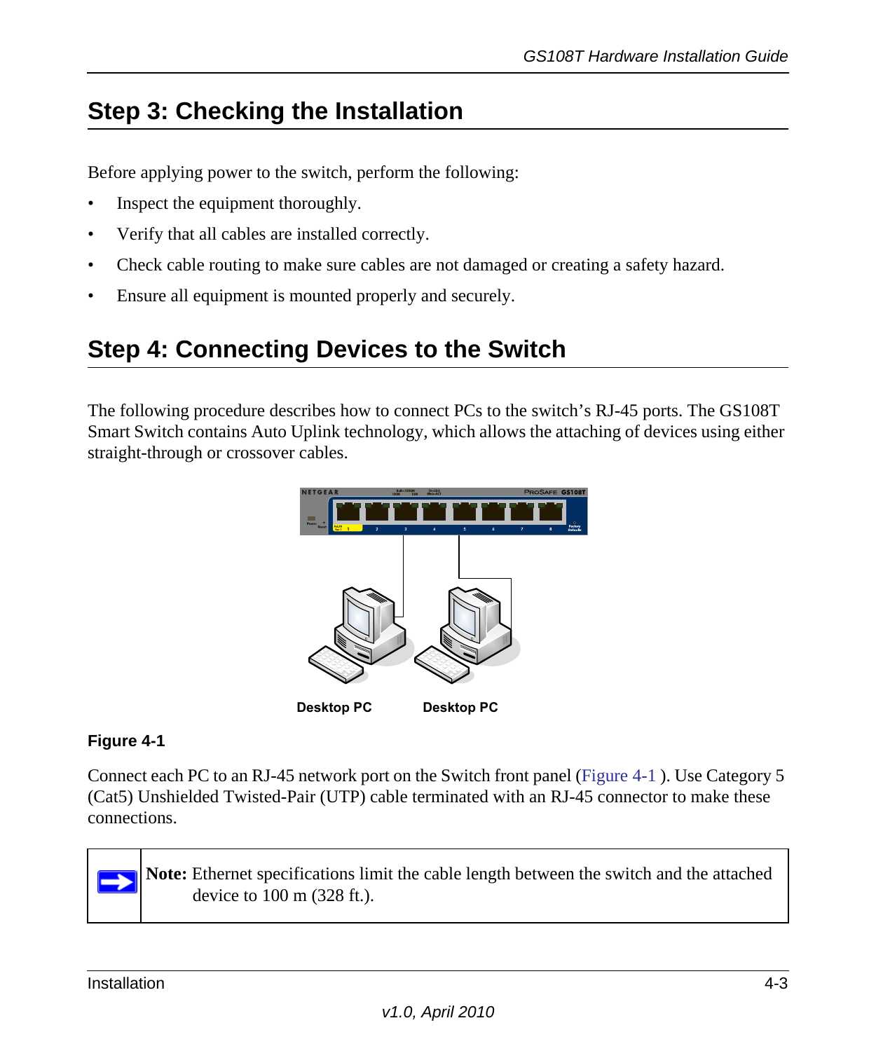## Step 3: Checking the Installation

Before applying power to the switch, perform the following:

- Inspect the equipment thoroughly.
- Verify that all cables are installed correctly.
- Check cable routing to make sure cables are not damaged or creating a safety hazard.
- Ensure all equipment is mounted properly and securely.

## Step 4: Connecting Devices to the Switch

The following procedure describes how to connect PCs to the switch's RJ-45 ports. The GS108T Smart Switch contains Auto Uplink technology, which allows the attaching of devices using either straight-through or crossover cables.

Desktop PC Desktop PC

**Figure 4-1**

Connect each PC to an RJ-45 network port on the Switch front panel (Figure 4-1 ). Use Category 5 (Cat5) Unshielded Twisted-Pair (UTP) cable terminated with an RJ-45 connector to make these connections.

**Note:** Ethernet specifications limit the cable length between the switch and the attached device to 100 m (328 ft.).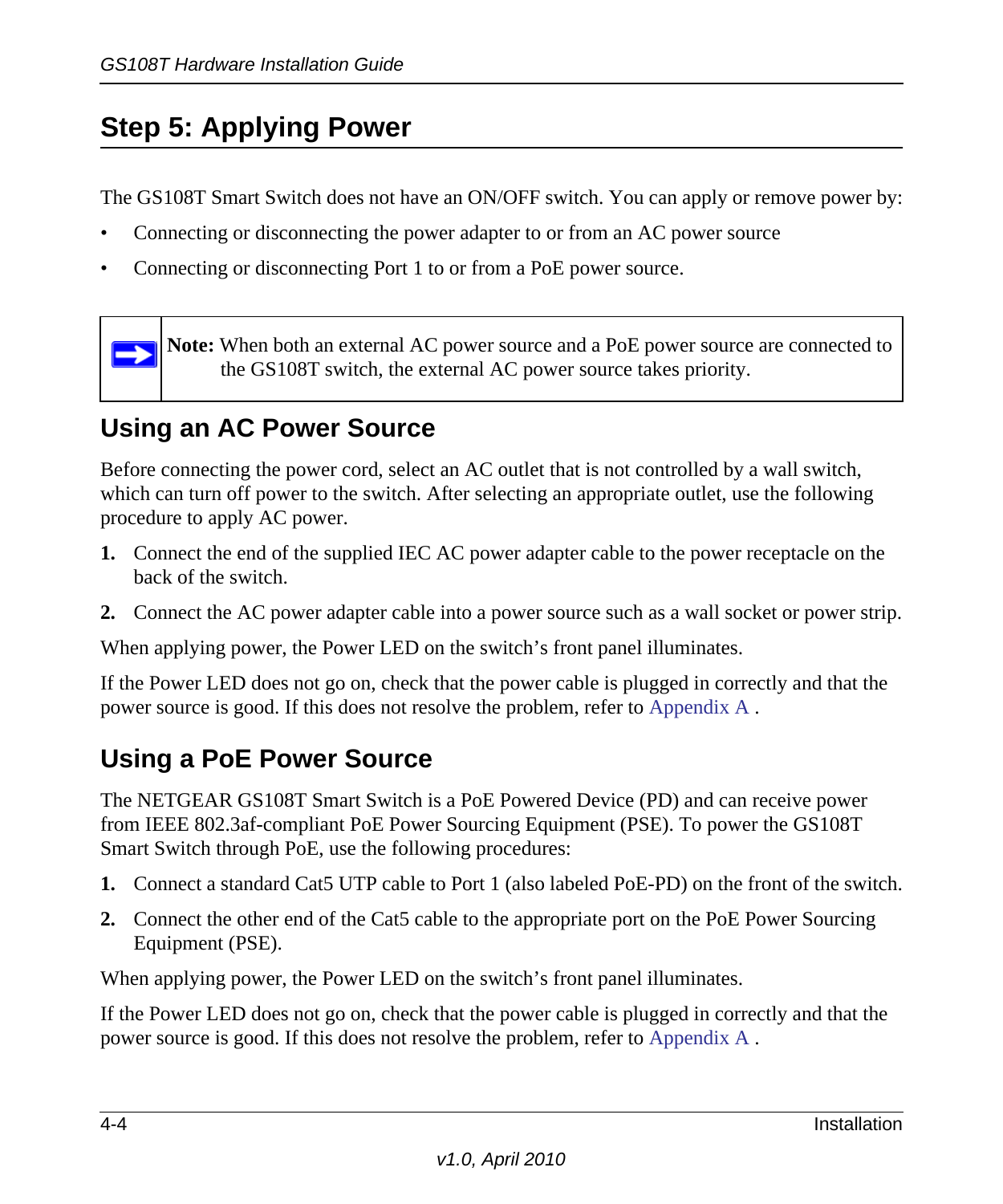## Step 5: Applying Power

The GS108T Smart Switch does not have an ON/OFF switch. You can apply or remove power by:

- Connecting or disconnecting the power adapter to or from an AC power source
- Connecting or disconnecting Port 1 to or from a PoE power source.

> **Note:** When both an external AC power source and a PoE power source are connected to the GS108T switch, the external AC power source takes priority.

### Using an AC Power Source

Before connecting the power cord, select an AC outlet that is not controlled by a wall switch, which can turn off power to the switch. After selecting an appropriate outlet, use the following procedure to apply AC power.

1. Connect the end of the supplied IEC AC power adapter cable to the power receptacle on the back of the switch.
2. Connect the AC power adapter cable into a power source such as a wall socket or power strip.

When applying power, the Power LED on the switch's front panel illuminates.

If the Power LED does not go on, check that the power cable is plugged in correctly and that the power source is good. If this does not resolve the problem, refer to Appendix A .

### Using a PoE Power Source

The NETGEAR GS108T Smart Switch is a PoE Powered Device (PD) and can receive power from IEEE 802.3af-compliant PoE Power Sourcing Equipment (PSE). To power the GS108T Smart Switch through PoE, use the following procedures:

1. Connect a standard Cat5 UTP cable to Port 1 (also labeled PoE-PD) on the front of the switch.
2. Connect the other end of the Cat5 cable to the appropriate port on the PoE Power Sourcing Equipment (PSE).

When applying power, the Power LED on the switch's front panel illuminates.

If the Power LED does not go on, check that the power cable is plugged in correctly and that the power source is good. If this does not resolve the problem, refer to Appendix A .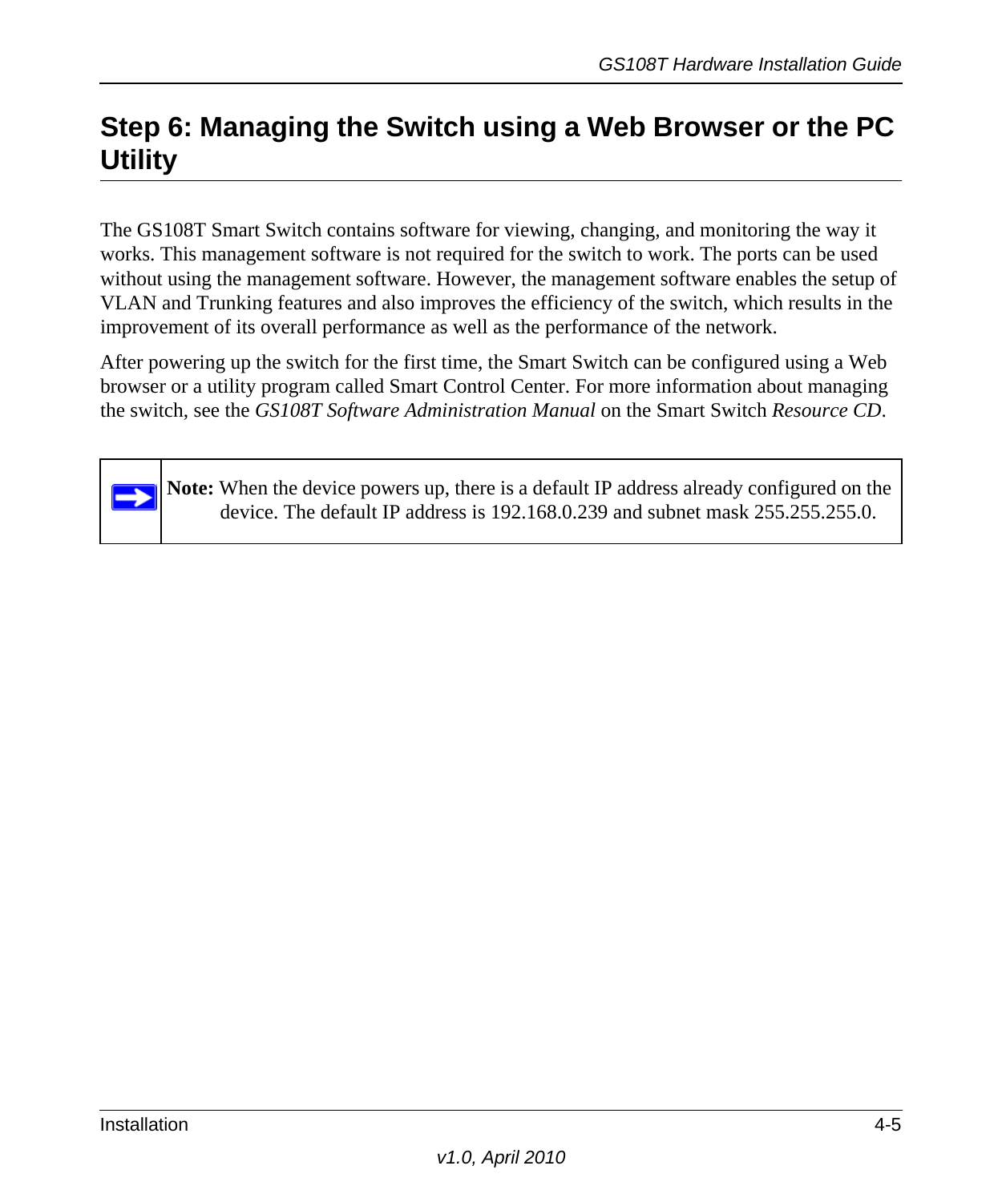## Step 6: Managing the Switch using a Web Browser or the PC Utility

The GS108T Smart Switch contains software for viewing, changing, and monitoring the way it works. This management software is not required for the switch to work. The ports can be used without using the management software. However, the management software enables the setup of VLAN and Trunking features and also improves the efficiency of the switch, which results in the improvement of its overall performance as well as the performance of the network.

After powering up the switch for the first time, the Smart Switch can be configured using a Web browser or a utility program called Smart Control Center. For more information about managing the switch, see the *GS108T Software Administration Manual* on the Smart Switch *Resource CD*.

> **Note:** When the device powers up, there is a default IP address already configured on the device. The default IP address is 192.168.0.239 and subnet mask 255.255.255.0.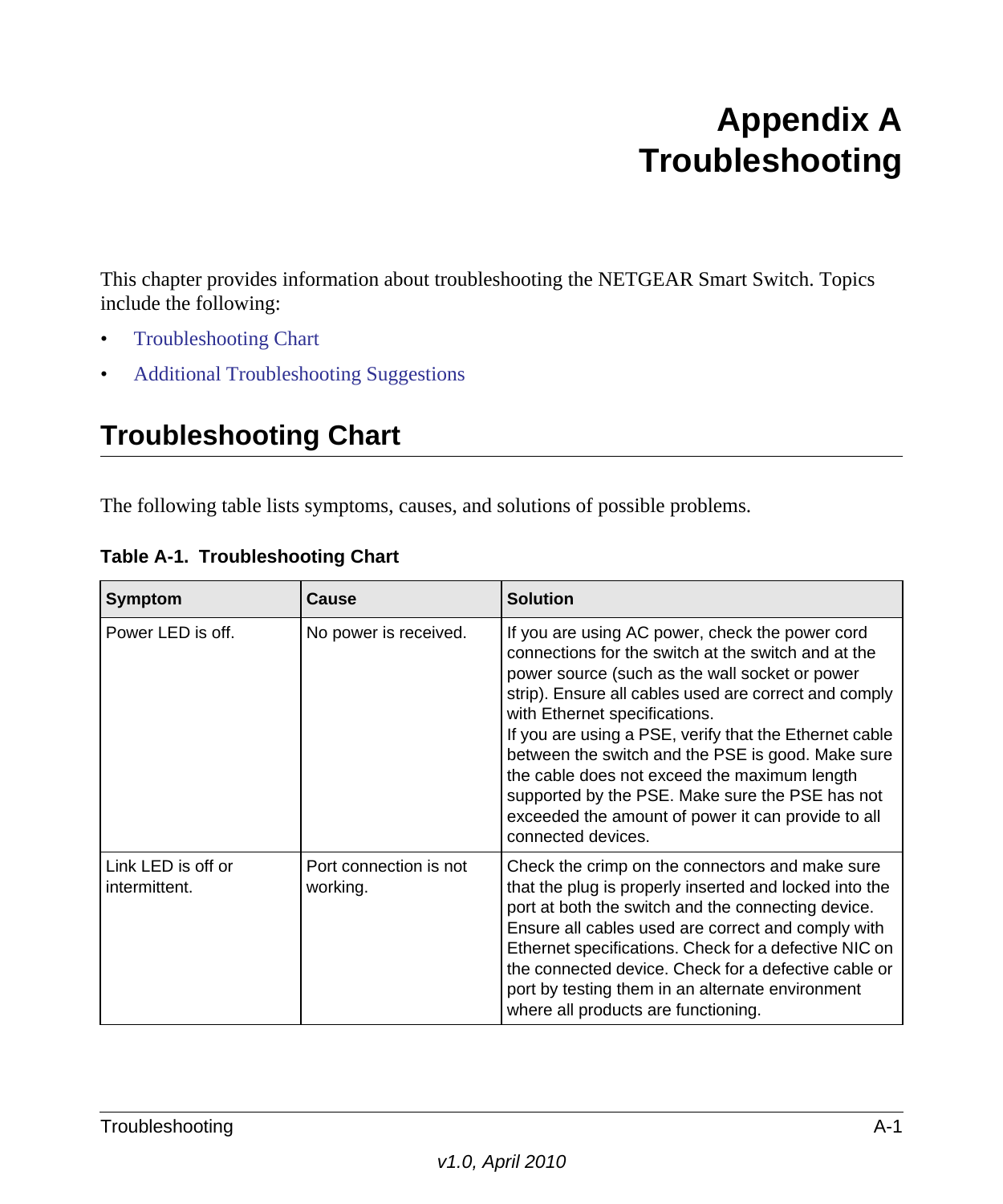# Appendix A
# Troubleshooting

This chapter provides information about troubleshooting the NETGEAR Smart Switch. Topics include the following:

- Troubleshooting Chart
- Additional Troubleshooting Suggestions

## Troubleshooting Chart

The following table lists symptoms, causes, and solutions of possible problems.

**Table A-1. Troubleshooting Chart**

| Symptom | Cause | Solution |
|---|---|---|
| Power LED is off. | No power is received. | If you are using AC power, check the power cord connections for the switch at the switch and at the power source (such as the wall socket or power strip). Ensure all cables used are correct and comply with Ethernet specifications.<br>If you are using a PSE, verify that the Ethernet cable between the switch and the PSE is good. Make sure the cable does not exceed the maximum length supported by the PSE. Make sure the PSE has not exceeded the amount of power it can provide to all connected devices. |
| Link LED is off or intermittent. | Port connection is not working. | Check the crimp on the connectors and make sure that the plug is properly inserted and locked into the port at both the switch and the connecting device. Ensure all cables used are correct and comply with Ethernet specifications. Check for a defective NIC on the connected device. Check for a defective cable or port by testing them in an alternate environment where all products are functioning. |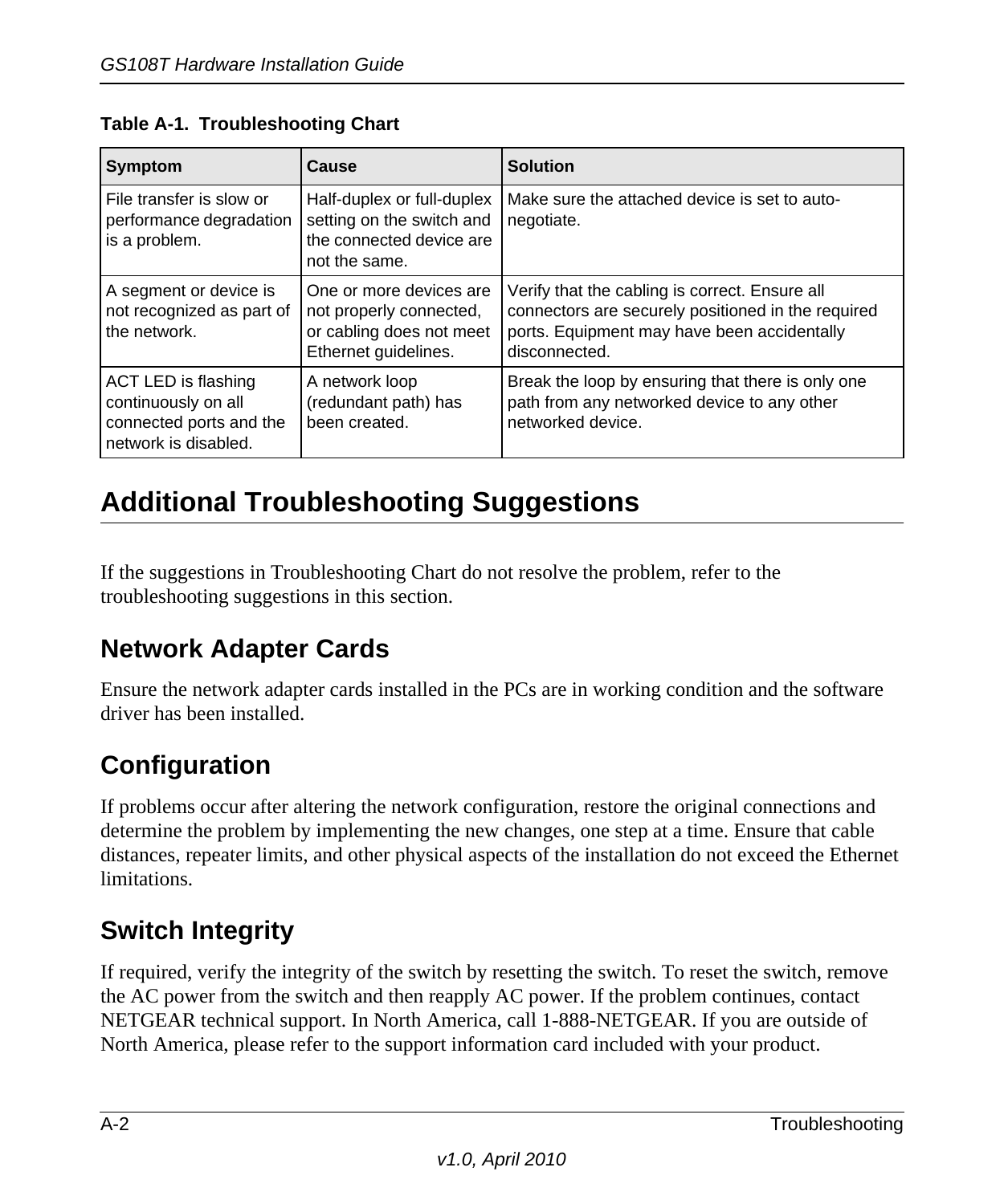**Table A-1. Troubleshooting Chart**

| Symptom | Cause | Solution |
|---|---|---|
| File transfer is slow or performance degradation is a problem. | Half-duplex or full-duplex setting on the switch and the connected device are not the same. | Make sure the attached device is set to auto-negotiate. |
| A segment or device is not recognized as part of the network. | One or more devices are not properly connected, or cabling does not meet Ethernet guidelines. | Verify that the cabling is correct. Ensure all connectors are securely positioned in the required ports. Equipment may have been accidentally disconnected. |
| ACT LED is flashing continuously on all connected ports and the network is disabled. | A network loop (redundant path) has been created. | Break the loop by ensuring that there is only one path from any networked device to any other networked device. |

## Additional Troubleshooting Suggestions

If the suggestions in Troubleshooting Chart do not resolve the problem, refer to the troubleshooting suggestions in this section.

### Network Adapter Cards

Ensure the network adapter cards installed in the PCs are in working condition and the software driver has been installed.

### Configuration

If problems occur after altering the network configuration, restore the original connections and determine the problem by implementing the new changes, one step at a time. Ensure that cable distances, repeater limits, and other physical aspects of the installation do not exceed the Ethernet limitations.

### Switch Integrity

If required, verify the integrity of the switch by resetting the switch. To reset the switch, remove the AC power from the switch and then reapply AC power. If the problem continues, contact NETGEAR technical support. In North America, call 1-888-NETGEAR. If you are outside of North America, please refer to the support information card included with your product.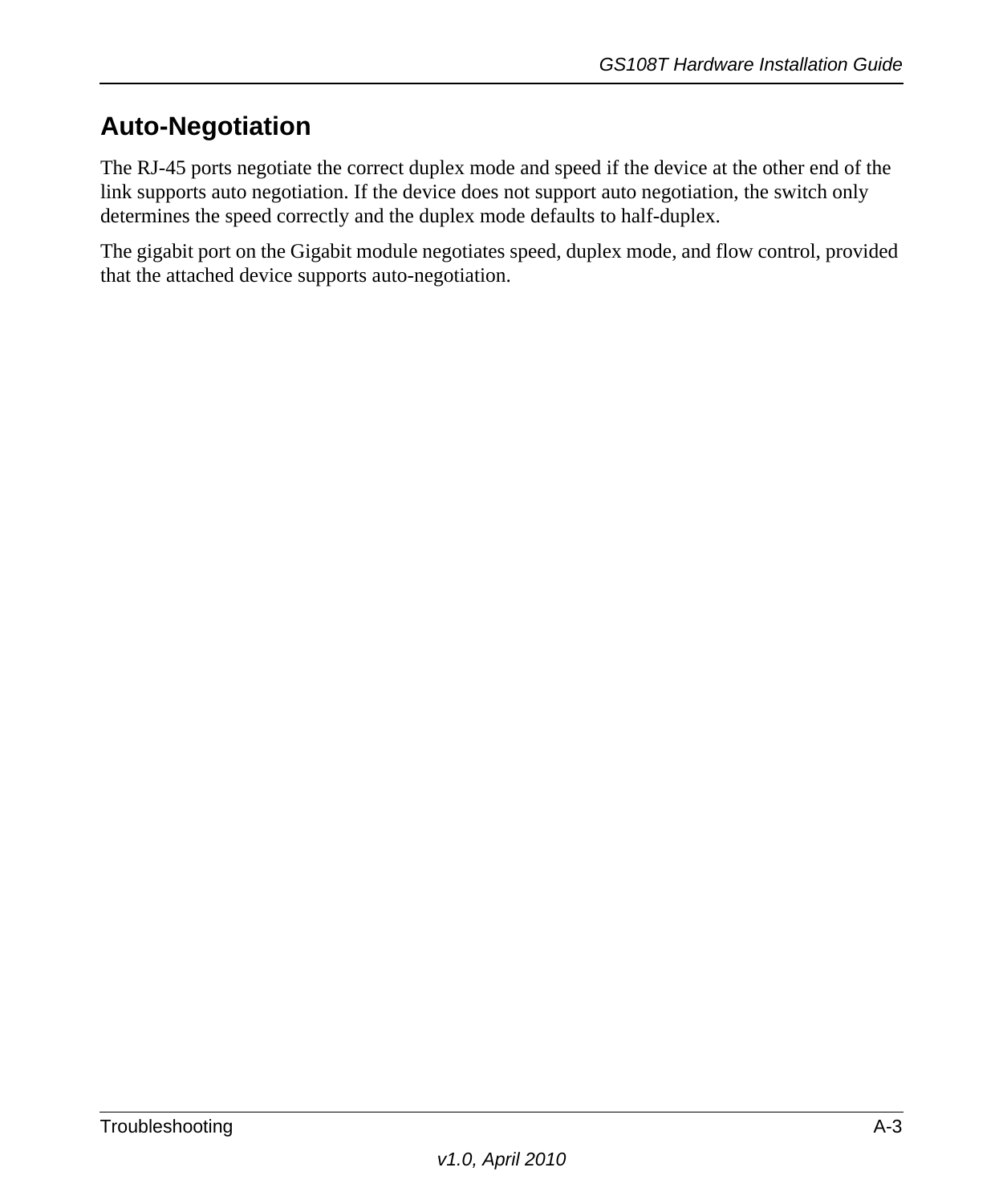## Auto-Negotiation

The RJ-45 ports negotiate the correct duplex mode and speed if the device at the other end of the link supports auto negotiation. If the device does not support auto negotiation, the switch only determines the speed correctly and the duplex mode defaults to half-duplex.

The gigabit port on the Gigabit module negotiates speed, duplex mode, and flow control, provided that the attached device supports auto-negotiation.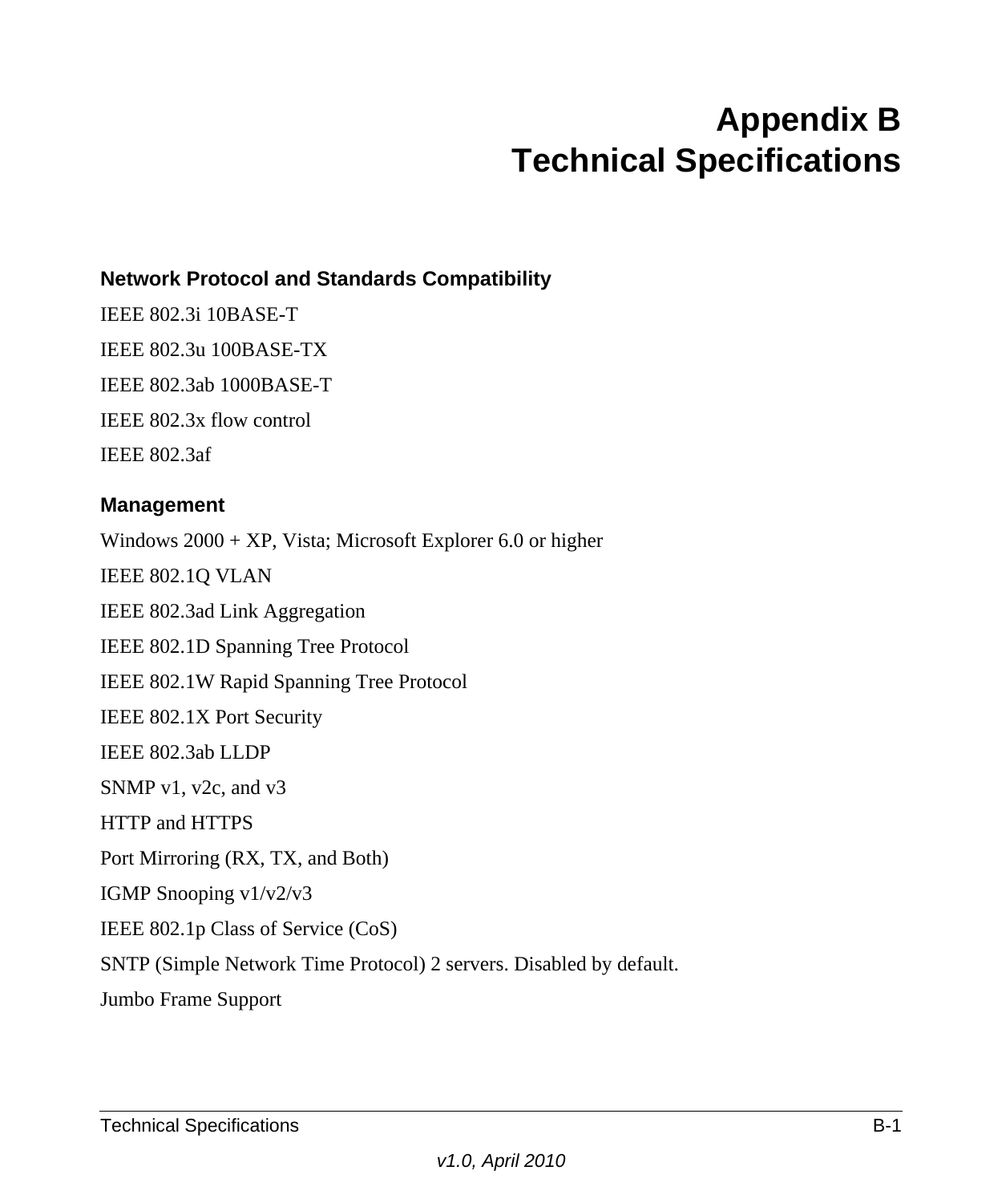# Appendix B
# Technical Specifications

### Network Protocol and Standards Compatibility

IEEE 802.3i 10BASE-T

IEEE 802.3u 100BASE-TX

IEEE 802.3ab 1000BASE-T

IEEE 802.3x flow control

IEEE 802.3af

### Management

Windows 2000 + XP, Vista; Microsoft Explorer 6.0 or higher

IEEE 802.1Q VLAN

IEEE 802.3ad Link Aggregation

IEEE 802.1D Spanning Tree Protocol

IEEE 802.1W Rapid Spanning Tree Protocol

IEEE 802.1X Port Security

IEEE 802.3ab LLDP

SNMP v1, v2c, and v3

HTTP and HTTPS

Port Mirroring (RX, TX, and Both)

IGMP Snooping v1/v2/v3

IEEE 802.1p Class of Service (CoS)

SNTP (Simple Network Time Protocol) 2 servers. Disabled by default.

Jumbo Frame Support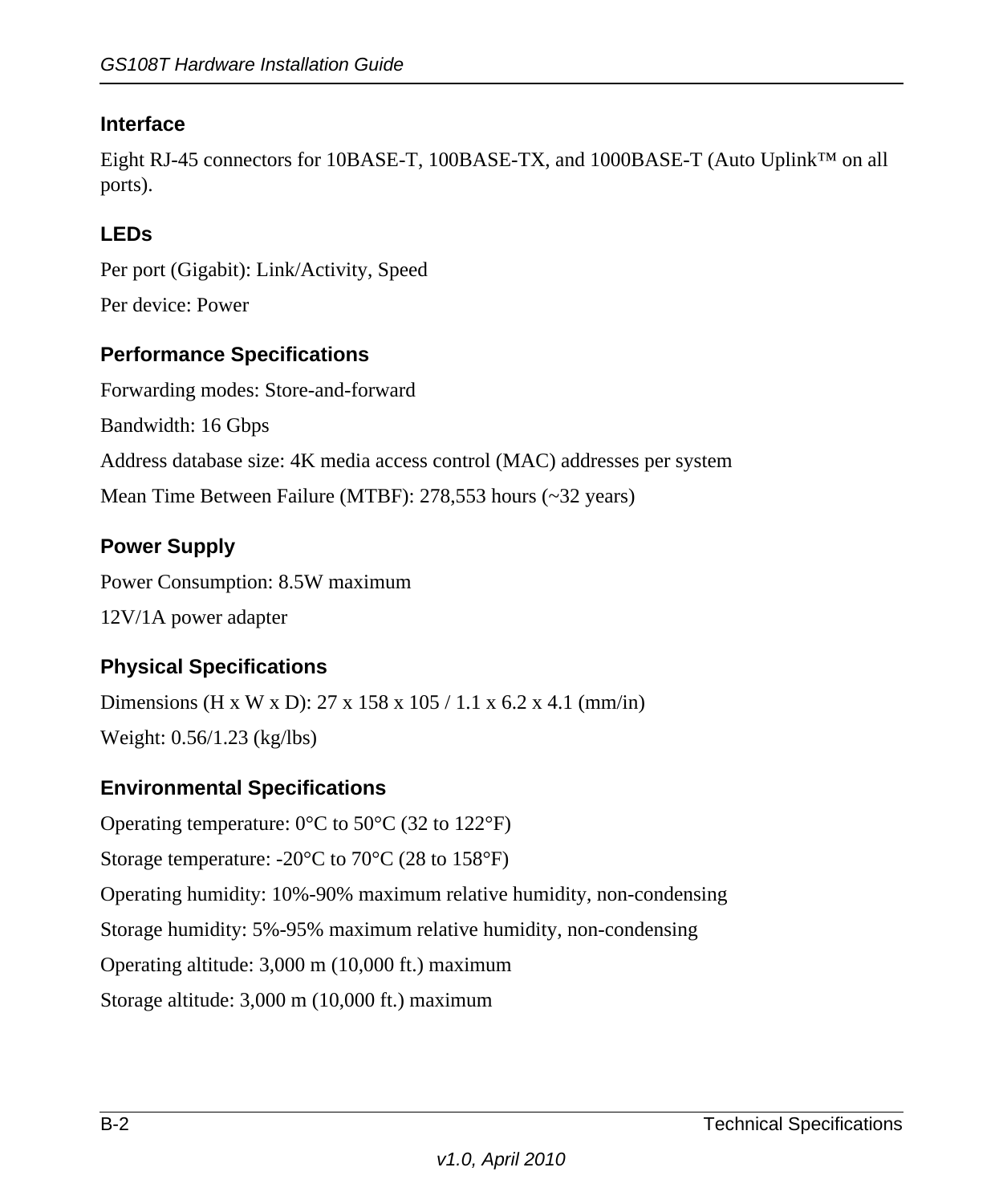### Interface

Eight RJ-45 connectors for 10BASE-T, 100BASE-TX, and 1000BASE-T (Auto Uplink™ on all ports).

### LEDs

Per port (Gigabit): Link/Activity, Speed

Per device: Power

### Performance Specifications

Forwarding modes: Store-and-forward

Bandwidth: 16 Gbps

Address database size: 4K media access control (MAC) addresses per system

Mean Time Between Failure (MTBF): 278,553 hours (~32 years)

### Power Supply

Power Consumption: 8.5W maximum

12V/1A power adapter

### Physical Specifications

Dimensions (H x W x D): 27 x 158 x 105 / 1.1 x 6.2 x 4.1 (mm/in)

Weight: 0.56/1.23 (kg/lbs)

### Environmental Specifications

Operating temperature: 0°C to 50°C (32 to 122°F)

Storage temperature: -20°C to 70°C (28 to 158°F)

Operating humidity: 10%-90% maximum relative humidity, non-condensing

Storage humidity: 5%-95% maximum relative humidity, non-condensing

Operating altitude: 3,000 m (10,000 ft.) maximum

Storage altitude: 3,000 m (10,000 ft.) maximum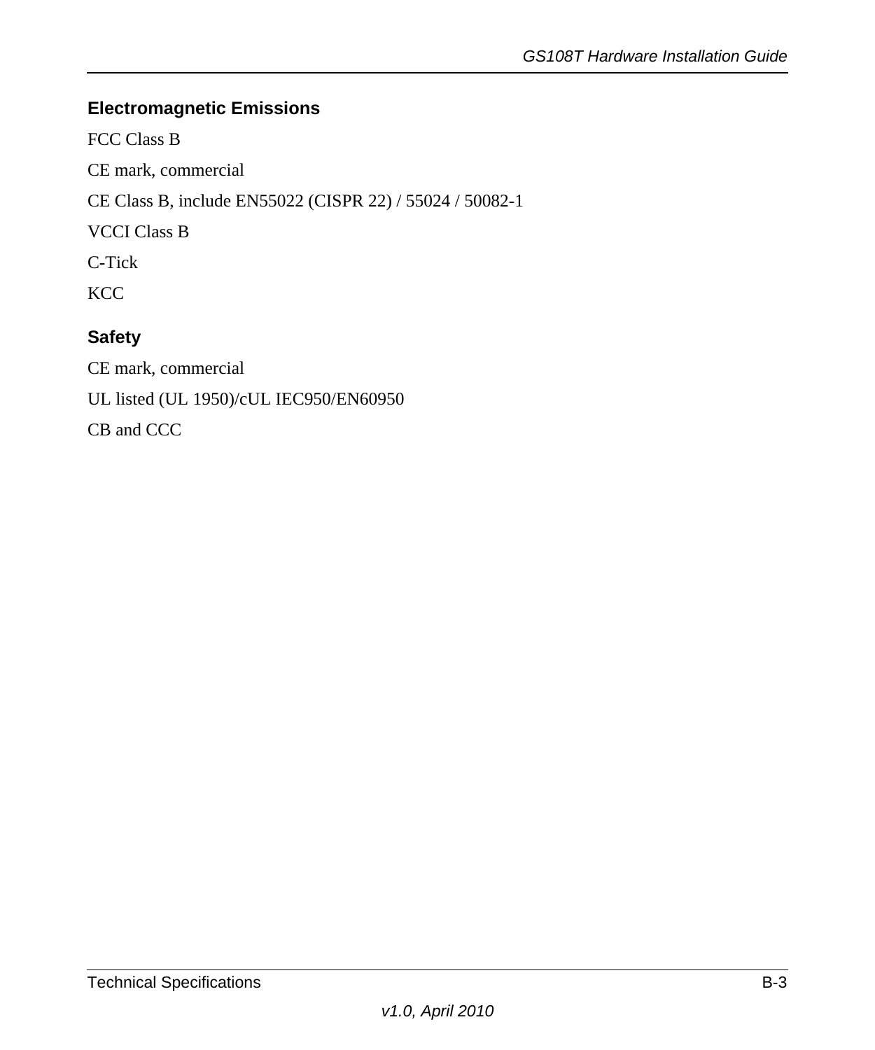### Electromagnetic Emissions

FCC Class B

CE mark, commercial

CE Class B, include EN55022 (CISPR 22) / 55024 / 50082-1

VCCI Class B

C-Tick

KCC

### Safety

CE mark, commercial

UL listed (UL 1950)/cUL IEC950/EN60950

CB and CCC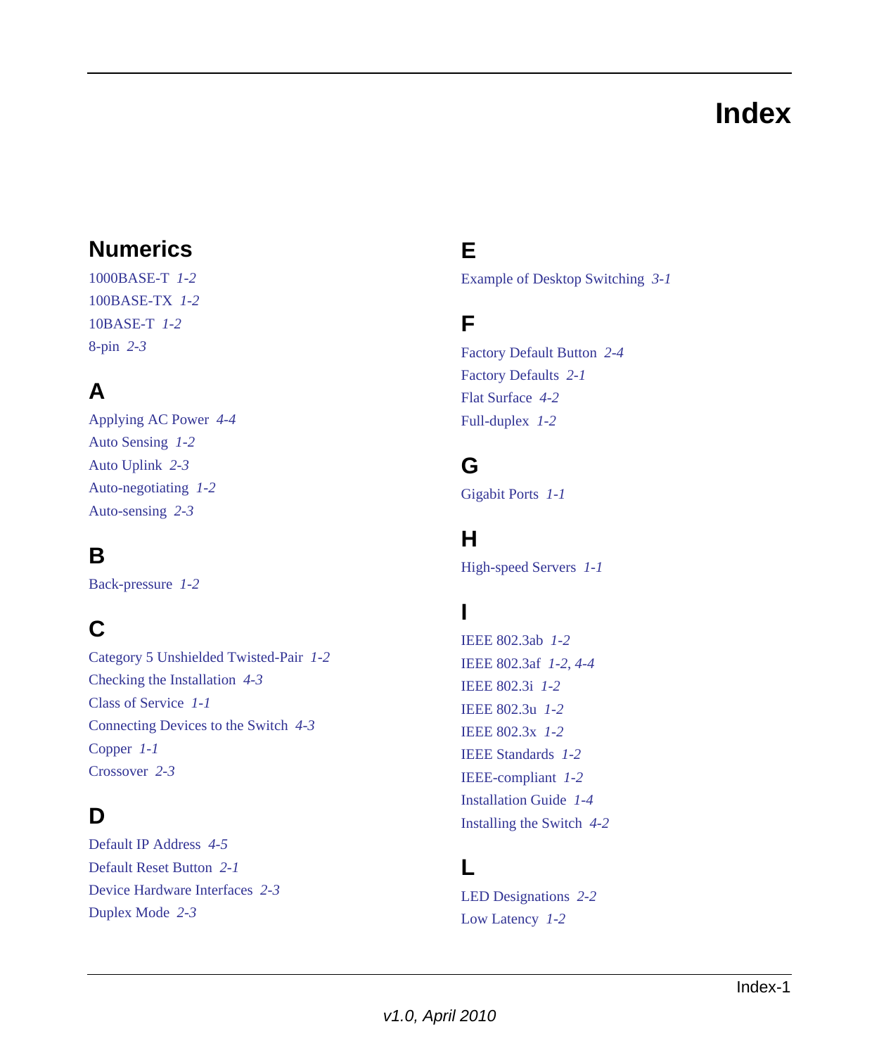# Index

## Numerics

1000BASE-T *1-2*
100BASE-TX *1-2*
10BASE-T *1-2*
8-pin *2-3*

## A

Applying AC Power *4-4*
Auto Sensing *1-2*
Auto Uplink *2-3*
Auto-negotiating *1-2*
Auto-sensing *2-3*

## B

Back-pressure *1-2*

## C

Category 5 Unshielded Twisted-Pair *1-2*
Checking the Installation *4-3*
Class of Service *1-1*
Connecting Devices to the Switch *4-3*
Copper *1-1*
Crossover *2-3*

## D

Default IP Address *4-5*
Default Reset Button *2-1*
Device Hardware Interfaces *2-3*
Duplex Mode *2-3*

## E

Example of Desktop Switching *3-1*

## F

Factory Default Button *2-4*
Factory Defaults *2-1*
Flat Surface *4-2*
Full-duplex *1-2*

## G

Gigabit Ports *1-1*

## H

High-speed Servers *1-1*

## I

IEEE 802.3ab *1-2*
IEEE 802.3af *1-2, 4-4*
IEEE 802.3i *1-2*
IEEE 802.3u *1-2*
IEEE 802.3x *1-2*
IEEE Standards *1-2*
IEEE-compliant *1-2*
Installation Guide *1-4*
Installing the Switch *4-2*

## L

LED Designations *2-2*
Low Latency *1-2*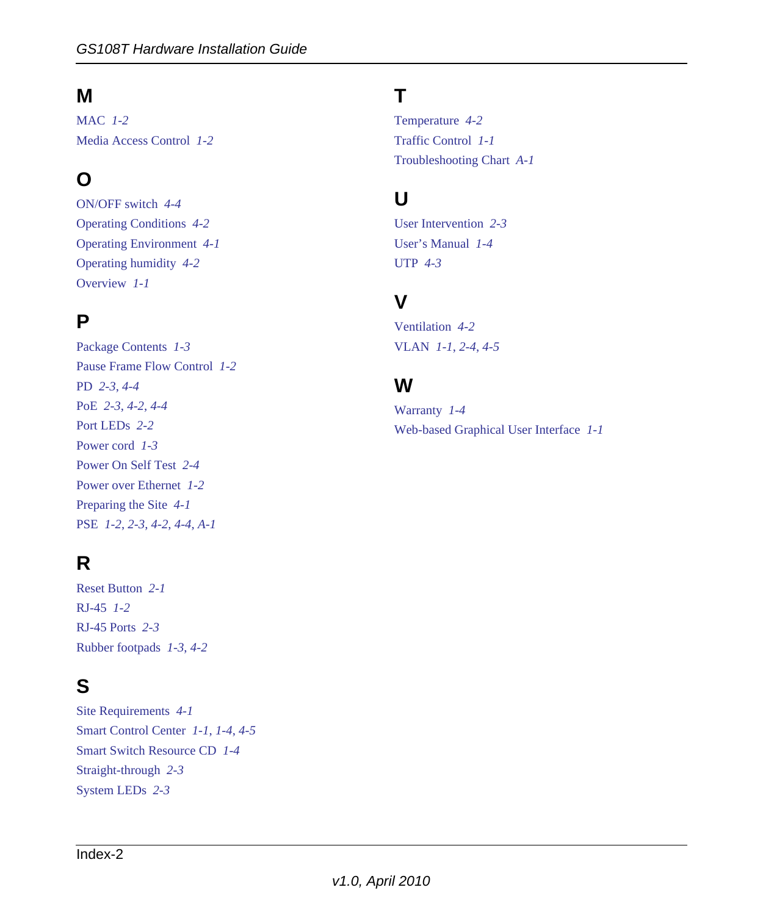## M

MAC *1-2*
Media Access Control *1-2*

## O

ON/OFF switch *4-4*
Operating Conditions *4-2*
Operating Environment *4-1*
Operating humidity *4-2*
Overview *1-1*

## P

Package Contents *1-3*
Pause Frame Flow Control *1-2*
PD *2-3*, *4-4*
PoE *2-3*, *4-2*, *4-4*
Port LEDs *2-2*
Power cord *1-3*
Power On Self Test *2-4*
Power over Ethernet *1-2*
Preparing the Site *4-1*
PSE *1-2*, *2-3*, *4-2*, *4-4*, *A-1*

## R

Reset Button *2-1*
RJ-45 *1-2*
RJ-45 Ports *2-3*
Rubber footpads *1-3*, *4-2*

## S

Site Requirements *4-1*
Smart Control Center *1-1*, *1-4*, *4-5*
Smart Switch Resource CD *1-4*
Straight-through *2-3*
System LEDs *2-3*

## T

Temperature *4-2*
Traffic Control *1-1*
Troubleshooting Chart *A-1*

## U

User Intervention *2-3*
User's Manual *1-4*
UTP *4-3*

## V

Ventilation *4-2*
VLAN *1-1*, *2-4*, *4-5*

## W

Warranty *1-4*
Web-based Graphical User Interface *1-1*